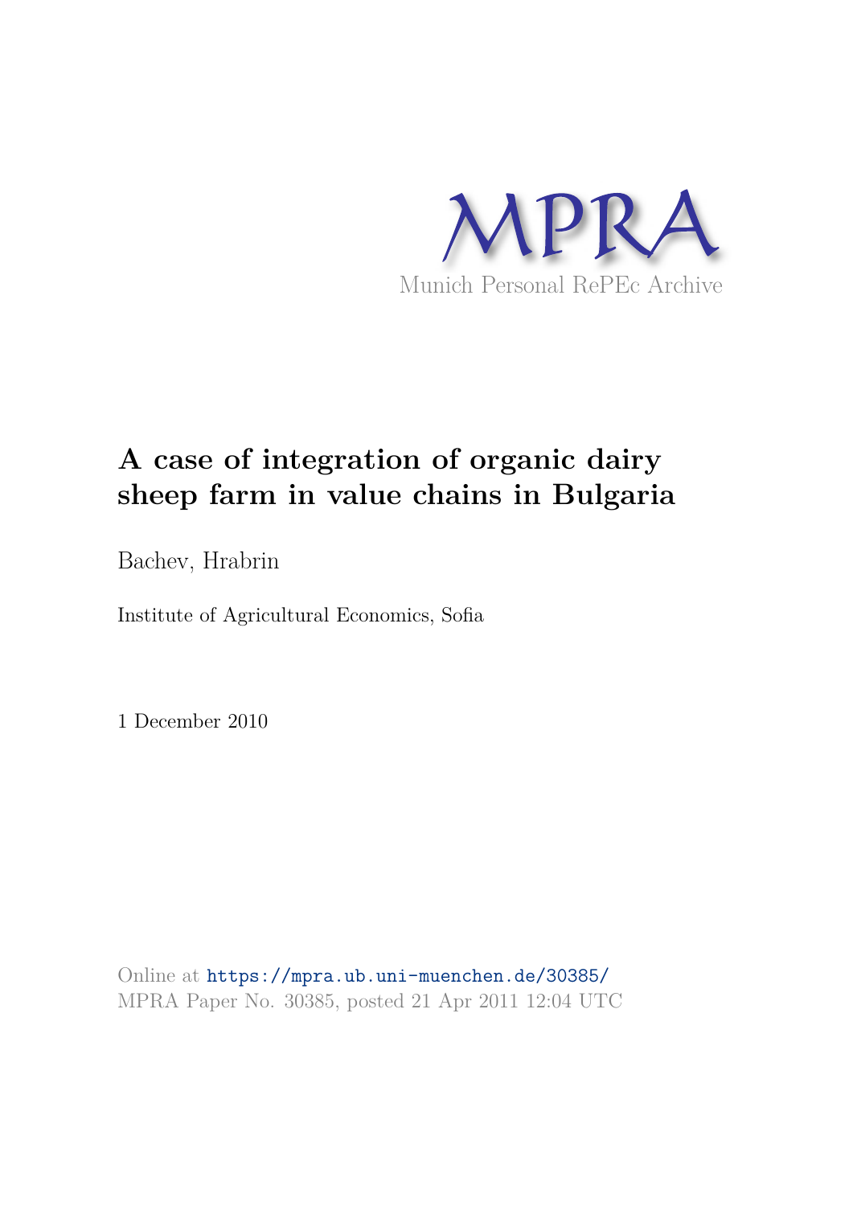MPRA

Munich Personal RePEc Archive

# A case of integration of organic dairy sheep farm in value chains in Bulgaria

Bachev, Hrabrin

Institute of Agricultural Economics, Sofia

1 December 2010

Online at https://mpra.ub.uni-muenchen.de/30385/
MPRA Paper No. 30385, posted 21 Apr 2011 12:04 UTC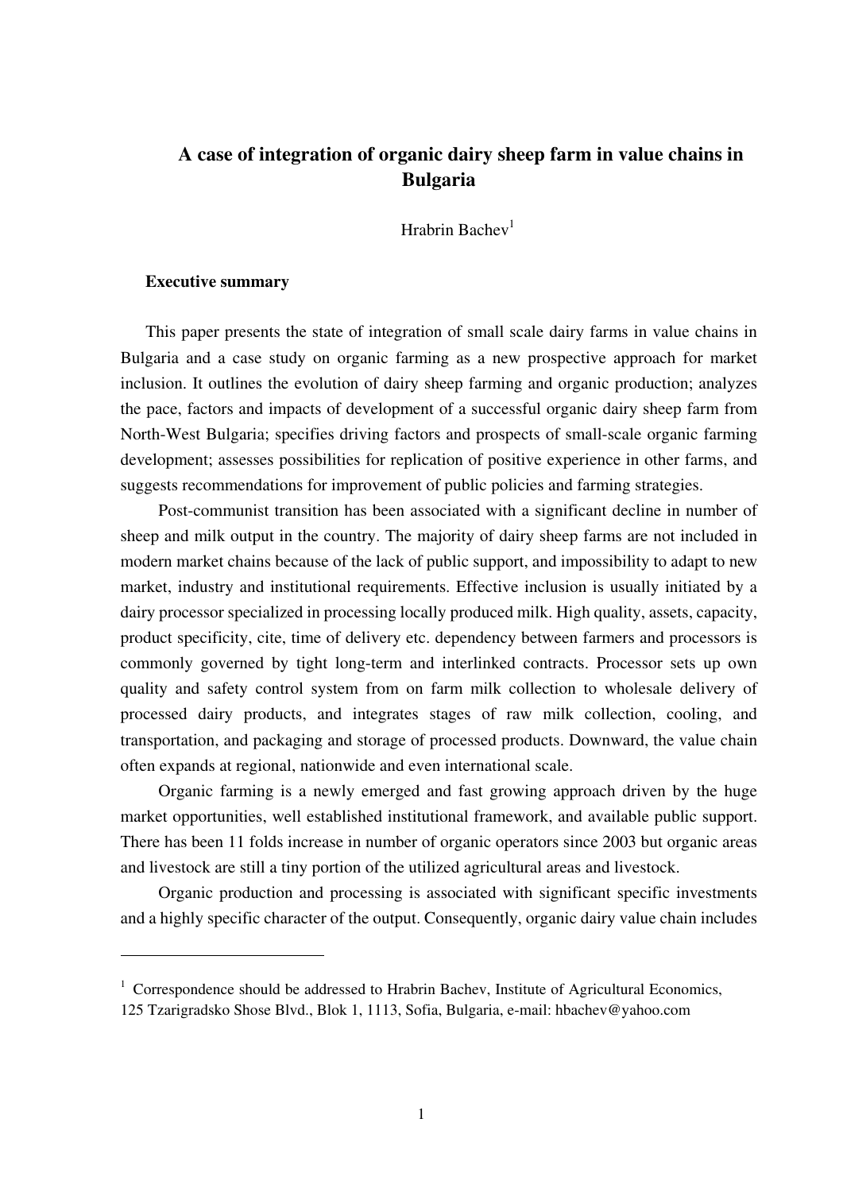# A case of integration of organic dairy sheep farm in value chains in Bulgaria

Hrabrin Bachev[1]

**Executive summary**

This paper presents the state of integration of small scale dairy farms in value chains in Bulgaria and a case study on organic farming as a new prospective approach for market inclusion. It outlines the evolution of dairy sheep farming and organic production; analyzes the pace, factors and impacts of development of a successful organic dairy sheep farm from North-West Bulgaria; specifies driving factors and prospects of small-scale organic farming development; assesses possibilities for replication of positive experience in other farms, and suggests recommendations for improvement of public policies and farming strategies.

Post-communist transition has been associated with a significant decline in number of sheep and milk output in the country. The majority of dairy sheep farms are not included in modern market chains because of the lack of public support, and impossibility to adapt to new market, industry and institutional requirements. Effective inclusion is usually initiated by a dairy processor specialized in processing locally produced milk. High quality, assets, capacity, product specificity, cite, time of delivery etc. dependency between farmers and processors is commonly governed by tight long-term and interlinked contracts. Processor sets up own quality and safety control system from on farm milk collection to wholesale delivery of processed dairy products, and integrates stages of raw milk collection, cooling, and transportation, and packaging and storage of processed products. Downward, the value chain often expands at regional, nationwide and even international scale.

Organic farming is a newly emerged and fast growing approach driven by the huge market opportunities, well established institutional framework, and available public support. There has been 11 folds increase in number of organic operators since 2003 but organic areas and livestock are still a tiny portion of the utilized agricultural areas and livestock.

Organic production and processing is associated with significant specific investments and a highly specific character of the output. Consequently, organic dairy value chain includes

---

[1] Correspondence should be addressed to Hrabrin Bachev, Institute of Agricultural Economics, 125 Tzarigradsko Shose Blvd., Blok 1, 1113, Sofia, Bulgaria, e-mail: hbachev@yahoo.com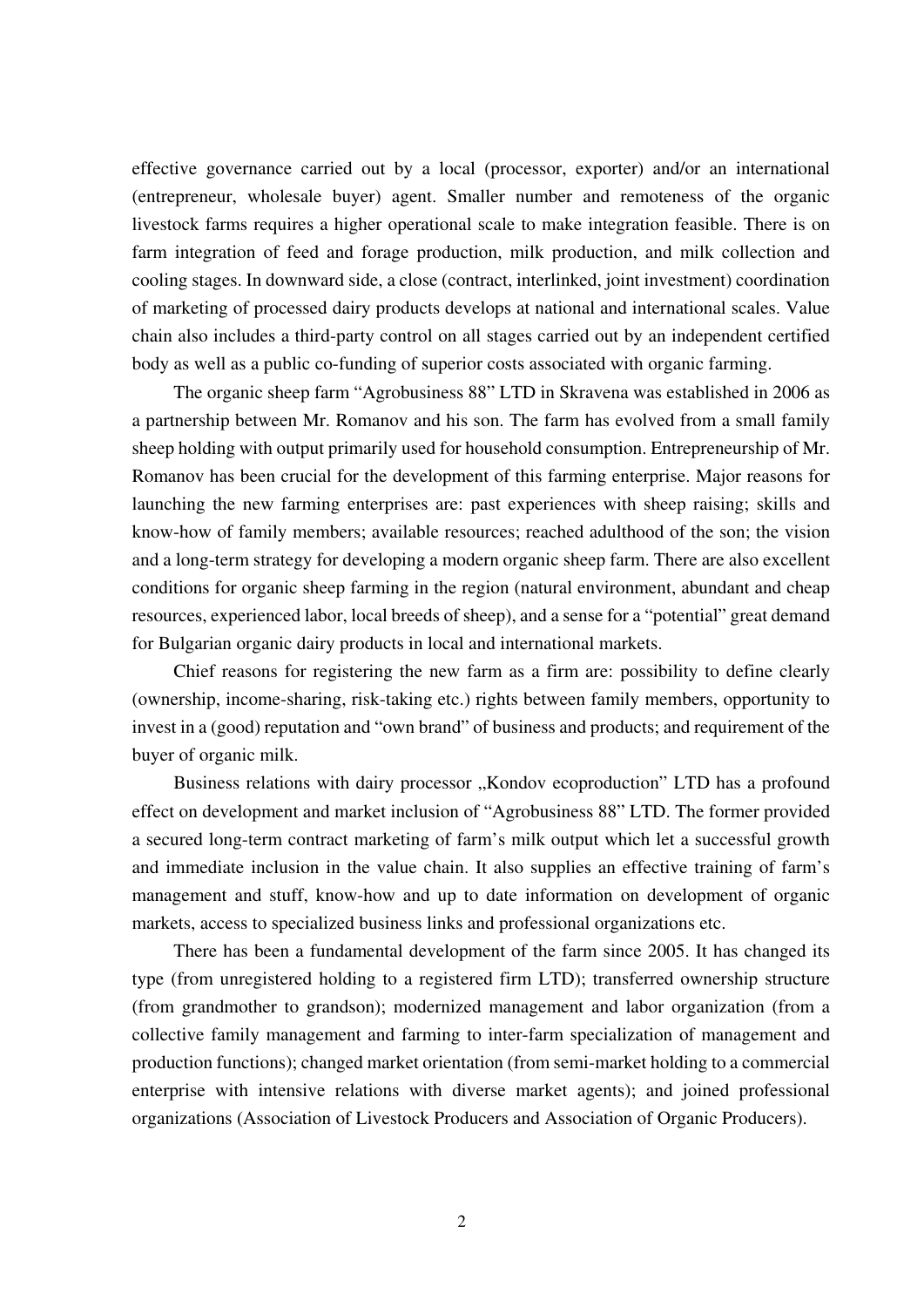effective governance carried out by a local (processor, exporter) and/or an international (entrepreneur, wholesale buyer) agent. Smaller number and remoteness of the organic livestock farms requires a higher operational scale to make integration feasible. There is on farm integration of feed and forage production, milk production, and milk collection and cooling stages. In downward side, a close (contract, interlinked, joint investment) coordination of marketing of processed dairy products develops at national and international scales. Value chain also includes a third-party control on all stages carried out by an independent certified body as well as a public co-funding of superior costs associated with organic farming.

The organic sheep farm "Agrobusiness 88" LTD in Skravena was established in 2006 as a partnership between Mr. Romanov and his son. The farm has evolved from a small family sheep holding with output primarily used for household consumption. Entrepreneurship of Mr. Romanov has been crucial for the development of this farming enterprise. Major reasons for launching the new farming enterprises are: past experiences with sheep raising; skills and know-how of family members; available resources; reached adulthood of the son; the vision and a long-term strategy for developing a modern organic sheep farm. There are also excellent conditions for organic sheep farming in the region (natural environment, abundant and cheap resources, experienced labor, local breeds of sheep), and a sense for a "potential" great demand for Bulgarian organic dairy products in local and international markets.

Chief reasons for registering the new farm as a firm are: possibility to define clearly (ownership, income-sharing, risk-taking etc.) rights between family members, opportunity to invest in a (good) reputation and "own brand" of business and products; and requirement of the buyer of organic milk.

Business relations with dairy processor „Kondov ecoproduction" LTD has a profound effect on development and market inclusion of "Agrobusiness 88" LTD. The former provided a secured long-term contract marketing of farm's milk output which let a successful growth and immediate inclusion in the value chain. It also supplies an effective training of farm's management and stuff, know-how and up to date information on development of organic markets, access to specialized business links and professional organizations etc.

There has been a fundamental development of the farm since 2005. It has changed its type (from unregistered holding to a registered firm LTD); transferred ownership structure (from grandmother to grandson); modernized management and labor organization (from a collective family management and farming to inter-farm specialization of management and production functions); changed market orientation (from semi-market holding to a commercial enterprise with intensive relations with diverse market agents); and joined professional organizations (Association of Livestock Producers and Association of Organic Producers).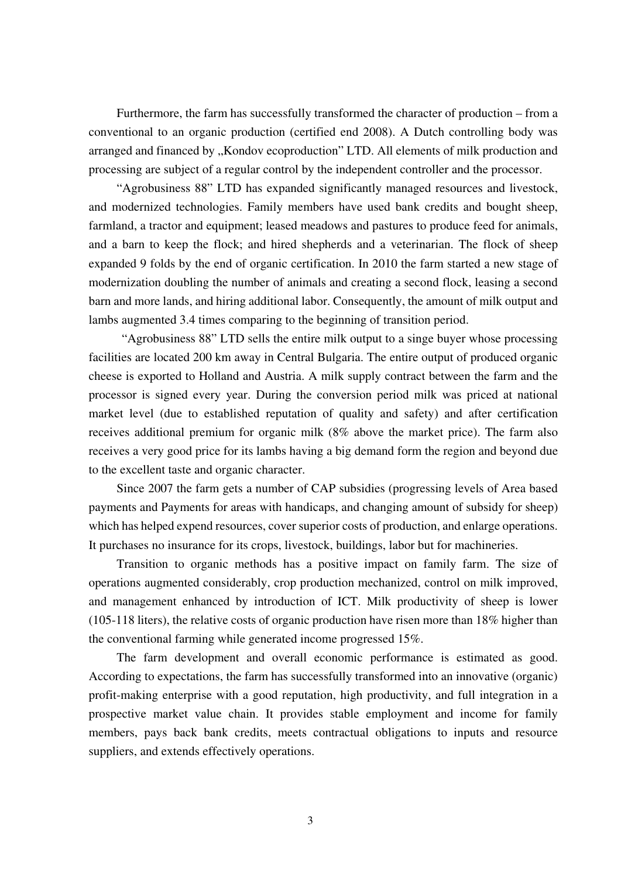Furthermore, the farm has successfully transformed the character of production – from a conventional to an organic production (certified end 2008). A Dutch controlling body was arranged and financed by „Kondov ecoproduction" LTD. All elements of milk production and processing are subject of a regular control by the independent controller and the processor.

"Agrobusiness 88" LTD has expanded significantly managed resources and livestock, and modernized technologies. Family members have used bank credits and bought sheep, farmland, a tractor and equipment; leased meadows and pastures to produce feed for animals, and a barn to keep the flock; and hired shepherds and a veterinarian. The flock of sheep expanded 9 folds by the end of organic certification. In 2010 the farm started a new stage of modernization doubling the number of animals and creating a second flock, leasing a second barn and more lands, and hiring additional labor. Consequently, the amount of milk output and lambs augmented 3.4 times comparing to the beginning of transition period.

"Agrobusiness 88" LTD sells the entire milk output to a singe buyer whose processing facilities are located 200 km away in Central Bulgaria. The entire output of produced organic cheese is exported to Holland and Austria. A milk supply contract between the farm and the processor is signed every year. During the conversion period milk was priced at national market level (due to established reputation of quality and safety) and after certification receives additional premium for organic milk (8% above the market price). The farm also receives a very good price for its lambs having a big demand form the region and beyond due to the excellent taste and organic character.

Since 2007 the farm gets a number of CAP subsidies (progressing levels of Area based payments and Payments for areas with handicaps, and changing amount of subsidy for sheep) which has helped expend resources, cover superior costs of production, and enlarge operations. It purchases no insurance for its crops, livestock, buildings, labor but for machineries.

Transition to organic methods has a positive impact on family farm. The size of operations augmented considerably, crop production mechanized, control on milk improved, and management enhanced by introduction of ICT. Milk productivity of sheep is lower (105-118 liters), the relative costs of organic production have risen more than 18% higher than the conventional farming while generated income progressed 15%.

The farm development and overall economic performance is estimated as good. According to expectations, the farm has successfully transformed into an innovative (organic) profit-making enterprise with a good reputation, high productivity, and full integration in a prospective market value chain. It provides stable employment and income for family members, pays back bank credits, meets contractual obligations to inputs and resource suppliers, and extends effectively operations.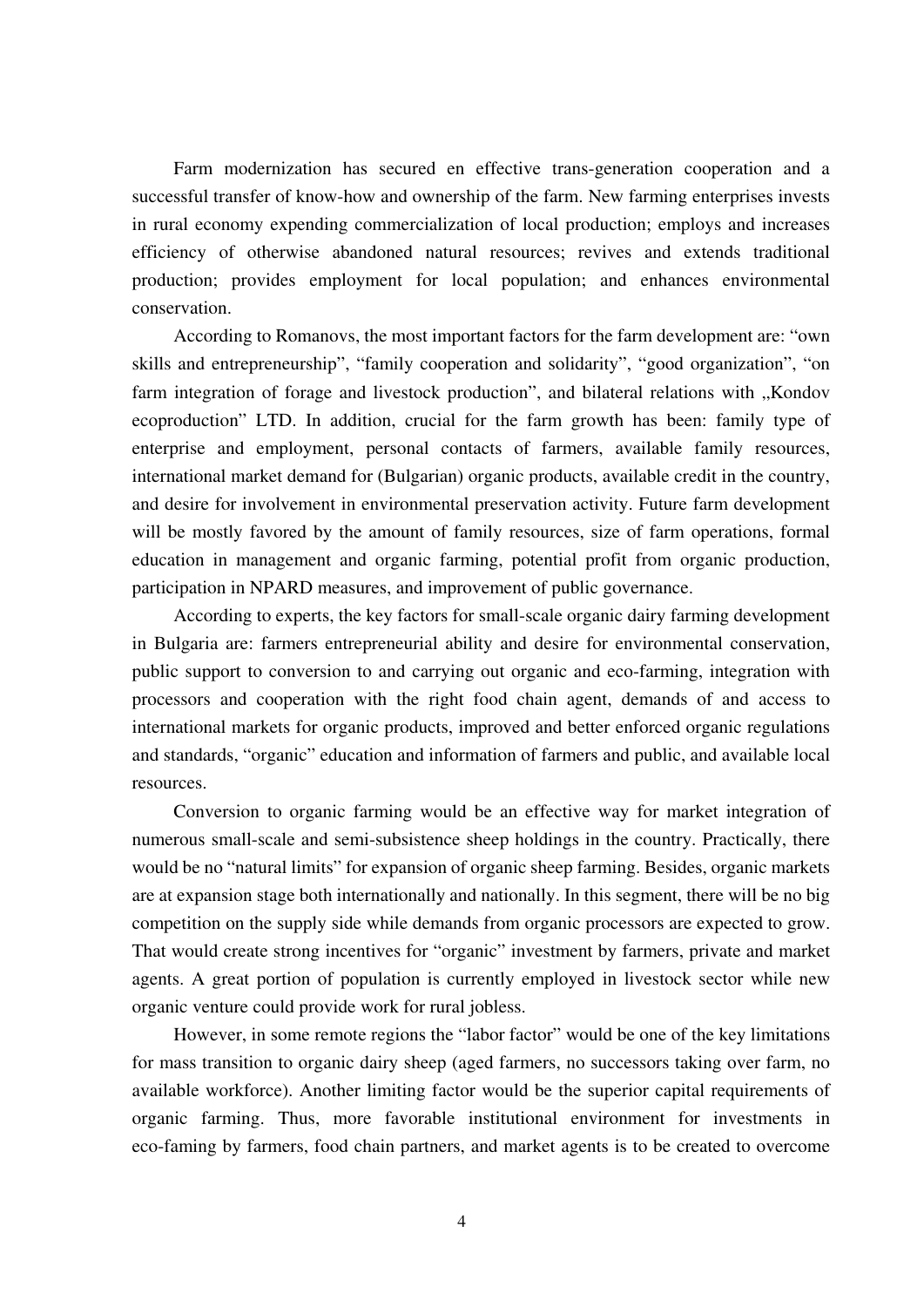Farm modernization has secured en effective trans-generation cooperation and a successful transfer of know-how and ownership of the farm. New farming enterprises invests in rural economy expending commercialization of local production; employs and increases efficiency of otherwise abandoned natural resources; revives and extends traditional production; provides employment for local population; and enhances environmental conservation.

According to Romanovs, the most important factors for the farm development are: "own skills and entrepreneurship", "family cooperation and solidarity", "good organization", "on farm integration of forage and livestock production", and bilateral relations with „Kondov ecoproduction" LTD. In addition, crucial for the farm growth has been: family type of enterprise and employment, personal contacts of farmers, available family resources, international market demand for (Bulgarian) organic products, available credit in the country, and desire for involvement in environmental preservation activity. Future farm development will be mostly favored by the amount of family resources, size of farm operations, formal education in management and organic farming, potential profit from organic production, participation in NPARD measures, and improvement of public governance.

According to experts, the key factors for small-scale organic dairy farming development in Bulgaria are: farmers entrepreneurial ability and desire for environmental conservation, public support to conversion to and carrying out organic and eco-farming, integration with processors and cooperation with the right food chain agent, demands of and access to international markets for organic products, improved and better enforced organic regulations and standards, "organic" education and information of farmers and public, and available local resources.

Conversion to organic farming would be an effective way for market integration of numerous small-scale and semi-subsistence sheep holdings in the country. Practically, there would be no "natural limits" for expansion of organic sheep farming. Besides, organic markets are at expansion stage both internationally and nationally. In this segment, there will be no big competition on the supply side while demands from organic processors are expected to grow. That would create strong incentives for "organic" investment by farmers, private and market agents. A great portion of population is currently employed in livestock sector while new organic venture could provide work for rural jobless.

However, in some remote regions the "labor factor" would be one of the key limitations for mass transition to organic dairy sheep (aged farmers, no successors taking over farm, no available workforce). Another limiting factor would be the superior capital requirements of organic farming. Thus, more favorable institutional environment for investments in eco-faming by farmers, food chain partners, and market agents is to be created to overcome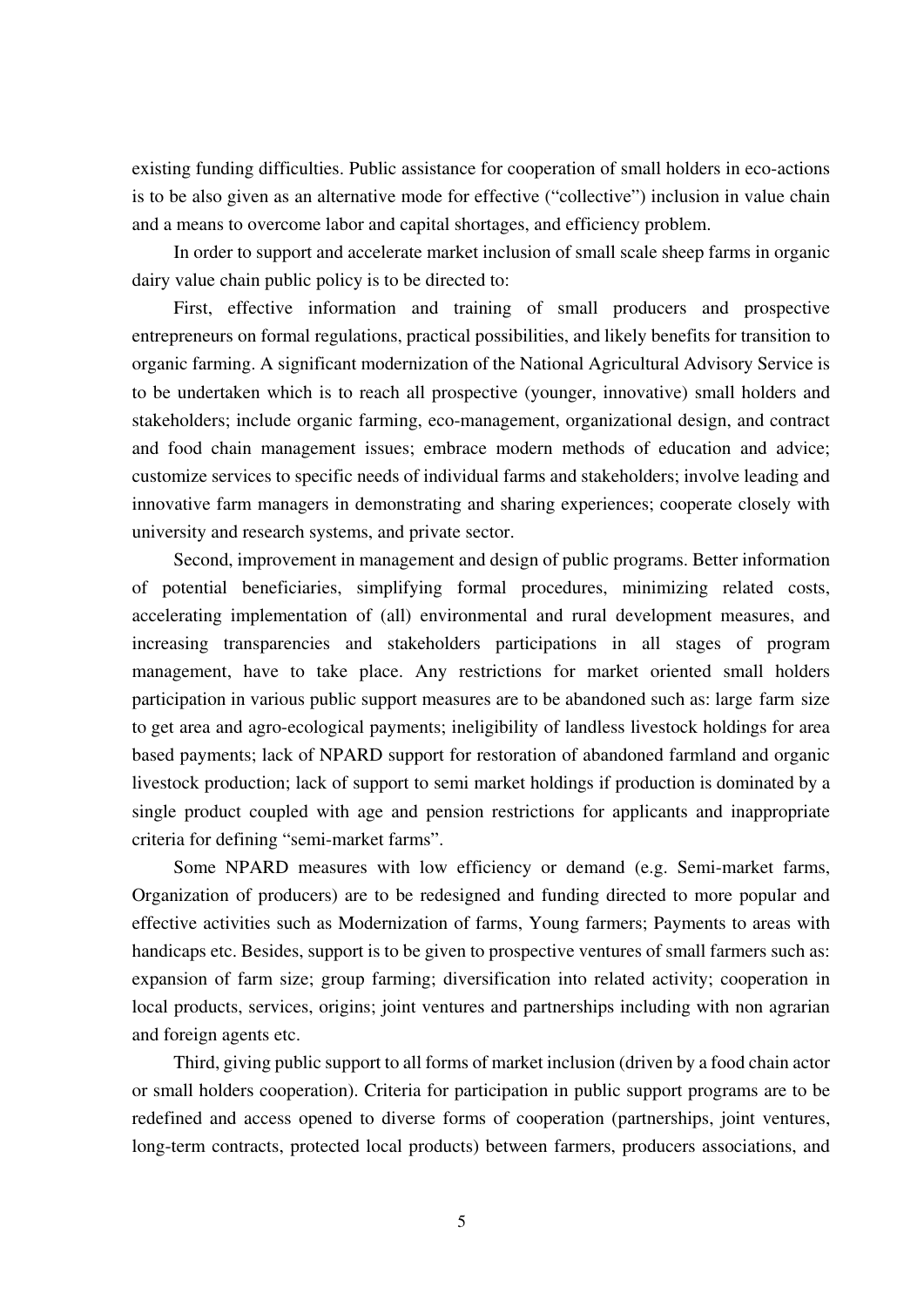existing funding difficulties. Public assistance for cooperation of small holders in eco-actions is to be also given as an alternative mode for effective ("collective") inclusion in value chain and a means to overcome labor and capital shortages, and efficiency problem.

In order to support and accelerate market inclusion of small scale sheep farms in organic dairy value chain public policy is to be directed to:

First, effective information and training of small producers and prospective entrepreneurs on formal regulations, practical possibilities, and likely benefits for transition to organic farming. A significant modernization of the National Agricultural Advisory Service is to be undertaken which is to reach all prospective (younger, innovative) small holders and stakeholders; include organic farming, eco-management, organizational design, and contract and food chain management issues; embrace modern methods of education and advice; customize services to specific needs of individual farms and stakeholders; involve leading and innovative farm managers in demonstrating and sharing experiences; cooperate closely with university and research systems, and private sector.

Second, improvement in management and design of public programs. Better information of potential beneficiaries, simplifying formal procedures, minimizing related costs, accelerating implementation of (all) environmental and rural development measures, and increasing transparencies and stakeholders participations in all stages of program management, have to take place. Any restrictions for market oriented small holders participation in various public support measures are to be abandoned such as: large farm size to get area and agro-ecological payments; ineligibility of landless livestock holdings for area based payments; lack of NPARD support for restoration of abandoned farmland and organic livestock production; lack of support to semi market holdings if production is dominated by a single product coupled with age and pension restrictions for applicants and inappropriate criteria for defining "semi-market farms".

Some NPARD measures with low efficiency or demand (e.g. Semi-market farms, Organization of producers) are to be redesigned and funding directed to more popular and effective activities such as Modernization of farms, Young farmers; Payments to areas with handicaps etc. Besides, support is to be given to prospective ventures of small farmers such as: expansion of farm size; group farming; diversification into related activity; cooperation in local products, services, origins; joint ventures and partnerships including with non agrarian and foreign agents etc.

Third, giving public support to all forms of market inclusion (driven by a food chain actor or small holders cooperation). Criteria for participation in public support programs are to be redefined and access opened to diverse forms of cooperation (partnerships, joint ventures, long-term contracts, protected local products) between farmers, producers associations, and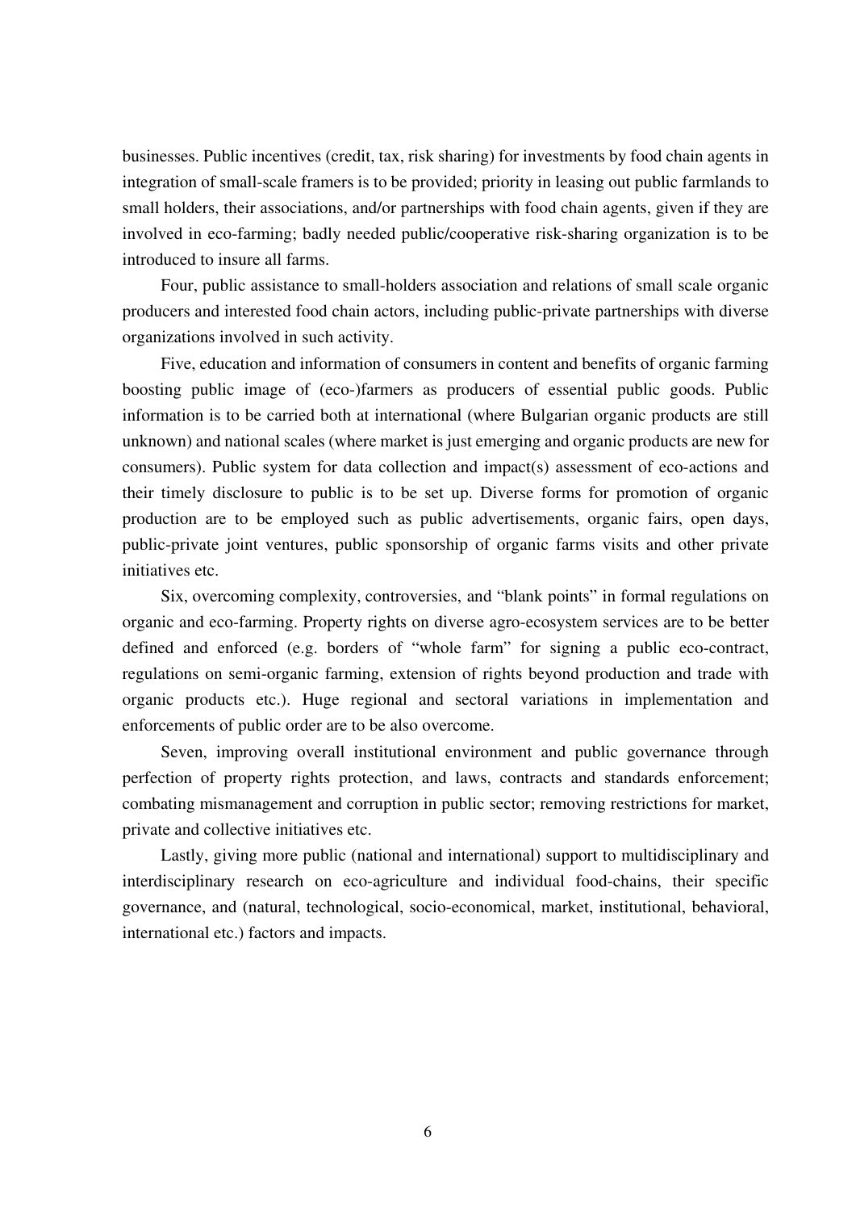businesses. Public incentives (credit, tax, risk sharing) for investments by food chain agents in integration of small-scale framers is to be provided; priority in leasing out public farmlands to small holders, their associations, and/or partnerships with food chain agents, given if they are involved in eco-farming; badly needed public/cooperative risk-sharing organization is to be introduced to insure all farms.

Four, public assistance to small-holders association and relations of small scale organic producers and interested food chain actors, including public-private partnerships with diverse organizations involved in such activity.

Five, education and information of consumers in content and benefits of organic farming boosting public image of (eco-)farmers as producers of essential public goods. Public information is to be carried both at international (where Bulgarian organic products are still unknown) and national scales (where market is just emerging and organic products are new for consumers). Public system for data collection and impact(s) assessment of eco-actions and their timely disclosure to public is to be set up. Diverse forms for promotion of organic production are to be employed such as public advertisements, organic fairs, open days, public-private joint ventures, public sponsorship of organic farms visits and other private initiatives etc.

Six, overcoming complexity, controversies, and "blank points" in formal regulations on organic and eco-farming. Property rights on diverse agro-ecosystem services are to be better defined and enforced (e.g. borders of "whole farm" for signing a public eco-contract, regulations on semi-organic farming, extension of rights beyond production and trade with organic products etc.). Huge regional and sectoral variations in implementation and enforcements of public order are to be also overcome.

Seven, improving overall institutional environment and public governance through perfection of property rights protection, and laws, contracts and standards enforcement; combating mismanagement and corruption in public sector; removing restrictions for market, private and collective initiatives etc.

Lastly, giving more public (national and international) support to multidisciplinary and interdisciplinary research on eco-agriculture and individual food-chains, their specific governance, and (natural, technological, socio-economical, market, institutional, behavioral, international etc.) factors and impacts.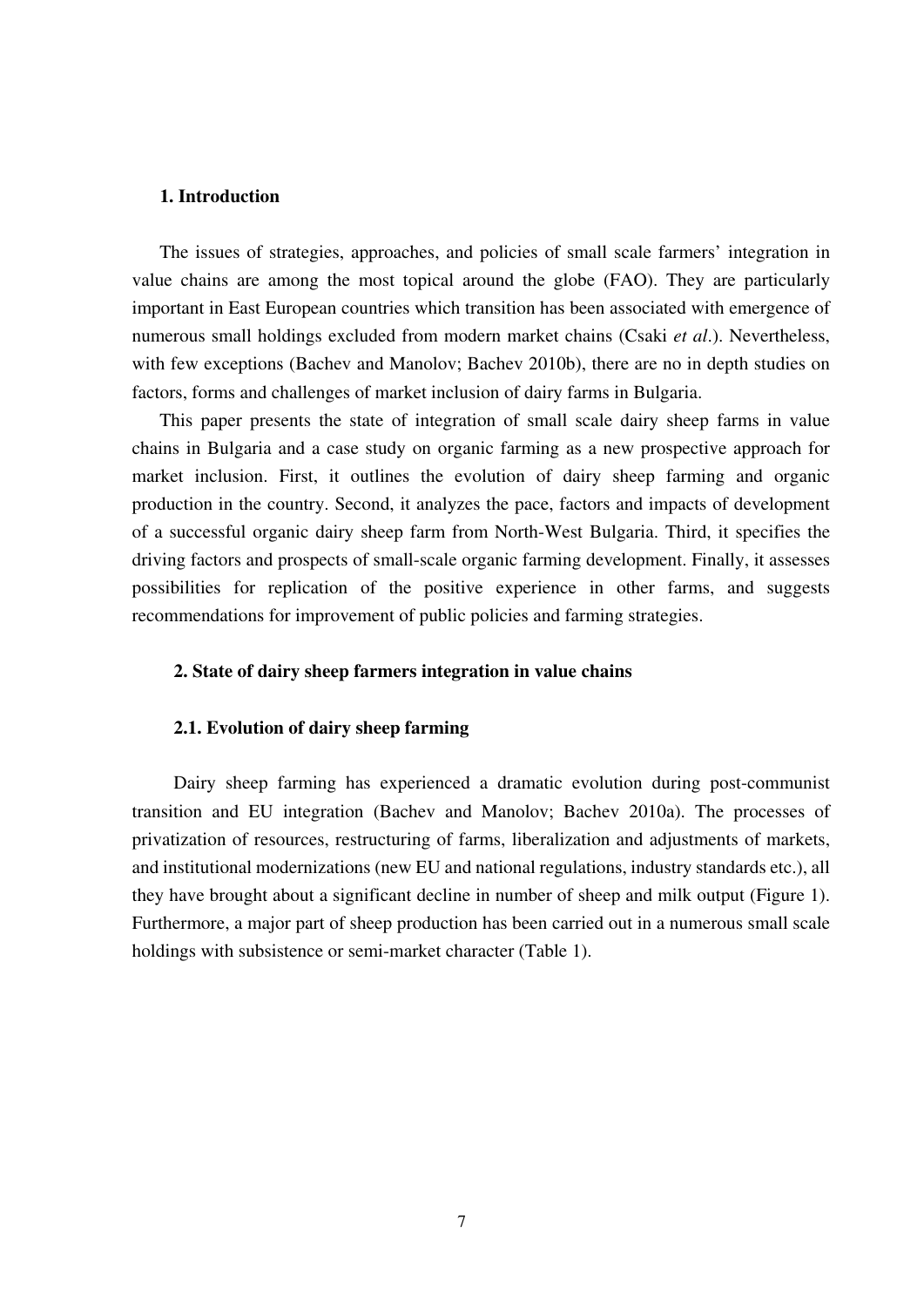## 1. Introduction

The issues of strategies, approaches, and policies of small scale farmers' integration in value chains are among the most topical around the globe (FAO). They are particularly important in East European countries which transition has been associated with emergence of numerous small holdings excluded from modern market chains (Csaki *et al*.). Nevertheless, with few exceptions (Bachev and Manolov; Bachev 2010b), there are no in depth studies on factors, forms and challenges of market inclusion of dairy farms in Bulgaria.

This paper presents the state of integration of small scale dairy sheep farms in value chains in Bulgaria and a case study on organic farming as a new prospective approach for market inclusion. First, it outlines the evolution of dairy sheep farming and organic production in the country. Second, it analyzes the pace, factors and impacts of development of a successful organic dairy sheep farm from North-West Bulgaria. Third, it specifies the driving factors and prospects of small-scale organic farming development. Finally, it assesses possibilities for replication of the positive experience in other farms, and suggests recommendations for improvement of public policies and farming strategies.

## 2. State of dairy sheep farmers integration in value chains

### 2.1. Evolution of dairy sheep farming

Dairy sheep farming has experienced a dramatic evolution during post-communist transition and EU integration (Bachev and Manolov; Bachev 2010a). The processes of privatization of resources, restructuring of farms, liberalization and adjustments of markets, and institutional modernizations (new EU and national regulations, industry standards etc.), all they have brought about a significant decline in number of sheep and milk output (Figure 1). Furthermore, a major part of sheep production has been carried out in a numerous small scale holdings with subsistence or semi-market character (Table 1).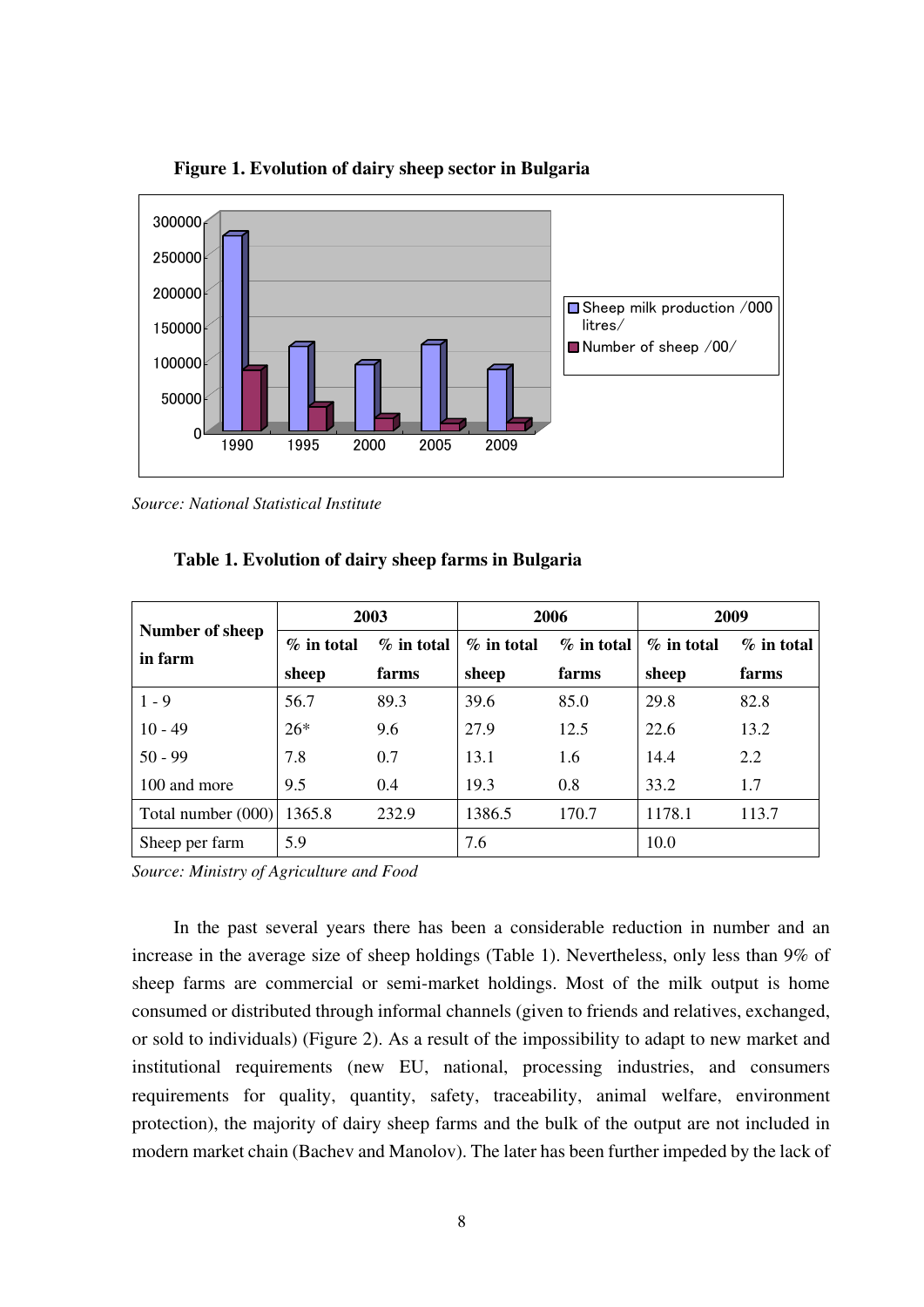**Figure 1. Evolution of dairy sheep sector in Bulgaria**

*Source: National Statistical Institute*

**Table 1. Evolution of dairy sheep farms in Bulgaria**

| Number of sheep in farm | 2003 | | 2006 | | 2009 | |
|---|---|---|---|---|---|---|
| | % in total sheep | % in total farms | % in total sheep | % in total farms | % in total sheep | % in total farms |
| 1 - 9 | 56.7 | 89.3 | 39.6 | 85.0 | 29.8 | 82.8 |
| 10 - 49 | 26* | 9.6 | 27.9 | 12.5 | 22.6 | 13.2 |
| 50 - 99 | 7.8 | 0.7 | 13.1 | 1.6 | 14.4 | 2.2 |
| 100 and more | 9.5 | 0.4 | 19.3 | 0.8 | 33.2 | 1.7 |
| Total number (000) | 1365.8 | 232.9 | 1386.5 | 170.7 | 1178.1 | 113.7 |
| Sheep per farm | 5.9 | | 7.6 | | 10.0 | |

*Source: Ministry of Agriculture and Food*

In the past several years there has been a considerable reduction in number and an increase in the average size of sheep holdings (Table 1). Nevertheless, only less than 9% of sheep farms are commercial or semi-market holdings. Most of the milk output is home consumed or distributed through informal channels (given to friends and relatives, exchanged, or sold to individuals) (Figure 2). As a result of the impossibility to adapt to new market and institutional requirements (new EU, national, processing industries, and consumers requirements for quality, quantity, safety, traceability, animal welfare, environment protection), the majority of dairy sheep farms and the bulk of the output are not included in modern market chain (Bachev and Manolov). The later has been further impeded by the lack of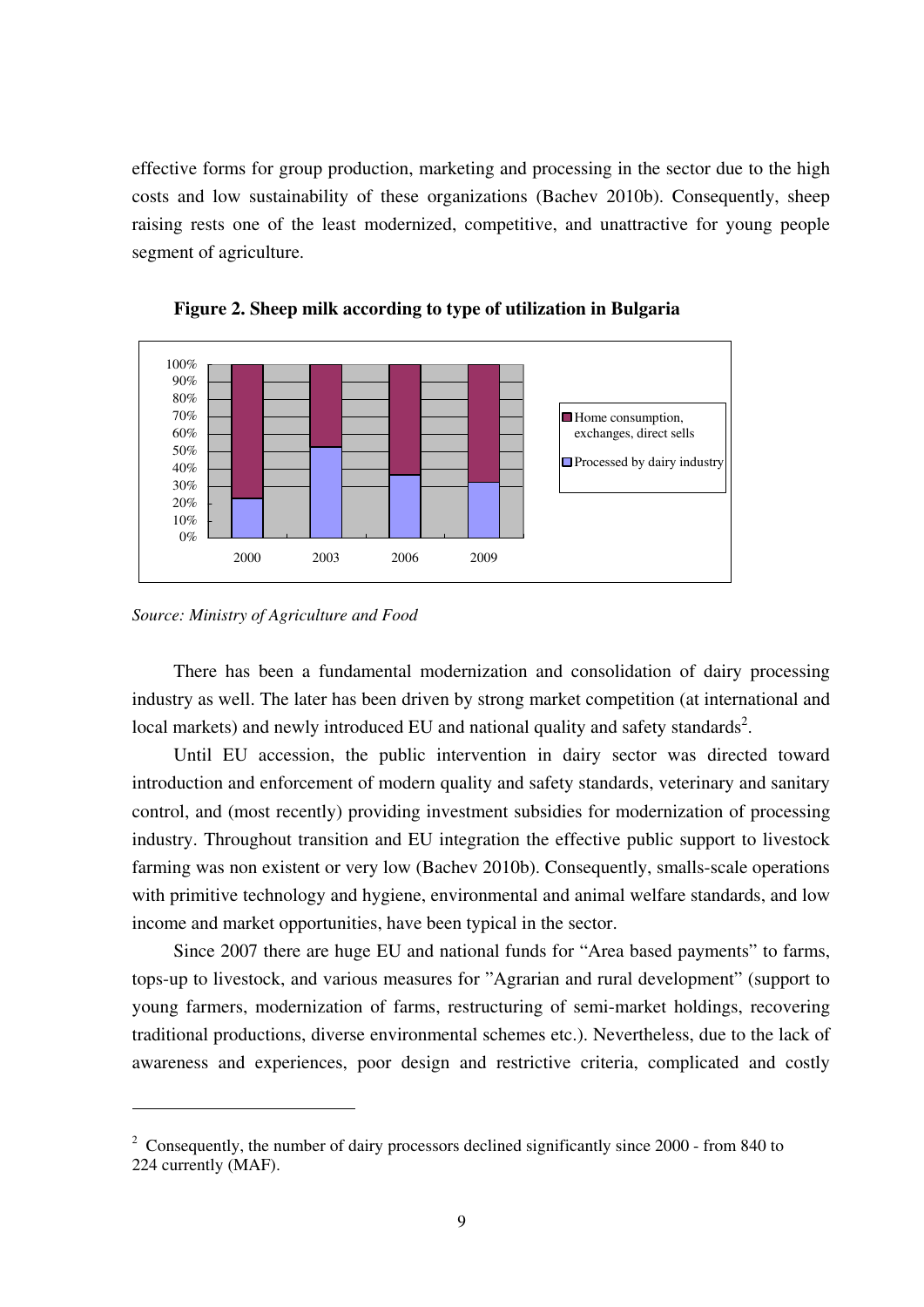effective forms for group production, marketing and processing in the sector due to the high costs and low sustainability of these organizations (Bachev 2010b). Consequently, sheep raising rests one of the least modernized, competitive, and unattractive for young people segment of agriculture.

**Figure 2. Sheep milk according to type of utilization in Bulgaria**

*Source: Ministry of Agriculture and Food*

There has been a fundamental modernization and consolidation of dairy processing industry as well. The later has been driven by strong market competition (at international and local markets) and newly introduced EU and national quality and safety standards[2].

Until EU accession, the public intervention in dairy sector was directed toward introduction and enforcement of modern quality and safety standards, veterinary and sanitary control, and (most recently) providing investment subsidies for modernization of processing industry. Throughout transition and EU integration the effective public support to livestock farming was non existent or very low (Bachev 2010b). Consequently, smalls-scale operations with primitive technology and hygiene, environmental and animal welfare standards, and low income and market opportunities, have been typical in the sector.

Since 2007 there are huge EU and national funds for "Area based payments" to farms, tops-up to livestock, and various measures for "Agrarian and rural development" (support to young farmers, modernization of farms, restructuring of semi-market holdings, recovering traditional productions, diverse environmental schemes etc.). Nevertheless, due to the lack of awareness and experiences, poor design and restrictive criteria, complicated and costly

---

[2] Consequently, the number of dairy processors declined significantly since 2000 - from 840 to 224 currently (MAF).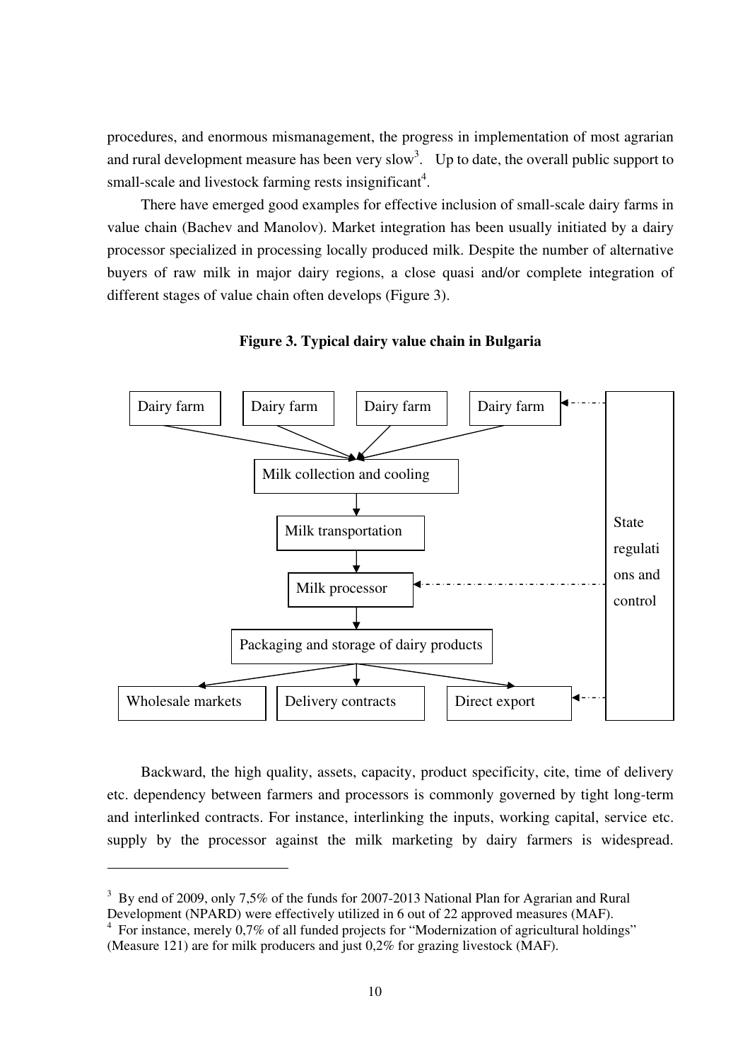procedures, and enormous mismanagement, the progress in implementation of most agrarian and rural development measure has been very slow[3]. Up to date, the overall public support to small-scale and livestock farming rests insignificant[4].

There have emerged good examples for effective inclusion of small-scale dairy farms in value chain (Bachev and Manolov). Market integration has been usually initiated by a dairy processor specialized in processing locally produced milk. Despite the number of alternative buyers of raw milk in major dairy regions, a close quasi and/or complete integration of different stages of value chain often develops (Figure 3).

**Figure 3. Typical dairy value chain in Bulgaria**

Dairy farm | Dairy farm | Dairy farm | Dairy farm

Milk collection and cooling

Milk transportation

Milk processor

Packaging and storage of dairy products

Wholesale markets | Delivery contracts | Direct export

State regulations and control

Backward, the high quality, assets, capacity, product specificity, cite, time of delivery etc. dependency between farmers and processors is commonly governed by tight long-term and interlinked contracts. For instance, interlinking the inputs, working capital, service etc. supply by the processor against the milk marketing by dairy farmers is widespread.

---

[3] By end of 2009, only 7,5% of the funds for 2007-2013 National Plan for Agrarian and Rural Development (NPARD) were effectively utilized in 6 out of 22 approved measures (MAF).

[4] For instance, merely 0,7% of all funded projects for "Modernization of agricultural holdings" (Measure 121) are for milk producers and just 0,2% for grazing livestock (MAF).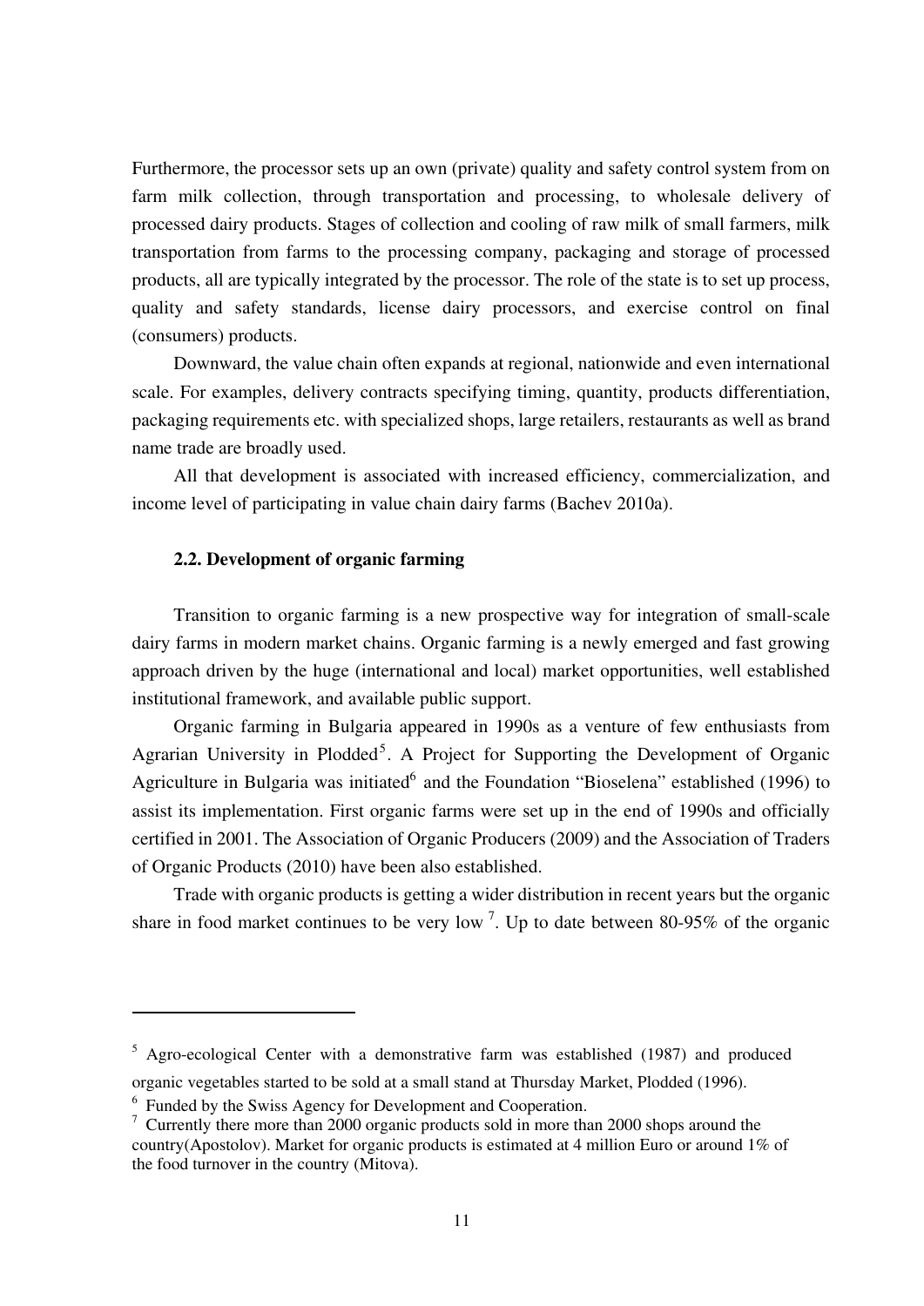Furthermore, the processor sets up an own (private) quality and safety control system from on farm milk collection, through transportation and processing, to wholesale delivery of processed dairy products. Stages of collection and cooling of raw milk of small farmers, milk transportation from farms to the processing company, packaging and storage of processed products, all are typically integrated by the processor. The role of the state is to set up process, quality and safety standards, license dairy processors, and exercise control on final (consumers) products.

Downward, the value chain often expands at regional, nationwide and even international scale. For examples, delivery contracts specifying timing, quantity, products differentiation, packaging requirements etc. with specialized shops, large retailers, restaurants as well as brand name trade are broadly used.

All that development is associated with increased efficiency, commercialization, and income level of participating in value chain dairy farms (Bachev 2010a).

### 2.2. Development of organic farming

Transition to organic farming is a new prospective way for integration of small-scale dairy farms in modern market chains. Organic farming is a newly emerged and fast growing approach driven by the huge (international and local) market opportunities, well established institutional framework, and available public support.

Organic farming in Bulgaria appeared in 1990s as a venture of few enthusiasts from Agrarian University in Plodded[5]. A Project for Supporting the Development of Organic Agriculture in Bulgaria was initiated[6] and the Foundation "Bioselena" established (1996) to assist its implementation. First organic farms were set up in the end of 1990s and officially certified in 2001. The Association of Organic Producers (2009) and the Association of Traders of Organic Products (2010) have been also established.

Trade with organic products is getting a wider distribution in recent years but the organic share in food market continues to be very low [7]. Up to date between 80-95% of the organic

---

[5] Agro-ecological Center with a demonstrative farm was established (1987) and produced organic vegetables started to be sold at a small stand at Thursday Market, Plodded (1996).

[6] Funded by the Swiss Agency for Development and Cooperation.

[7] Currently there more than 2000 organic products sold in more than 2000 shops around the country(Apostolov). Market for organic products is estimated at 4 million Euro or around 1% of the food turnover in the country (Mitova).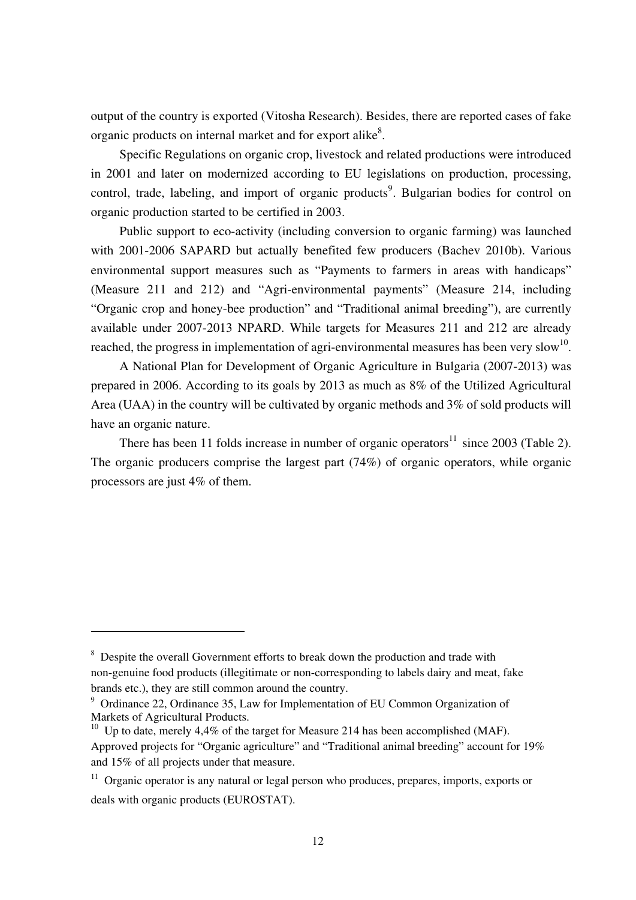output of the country is exported (Vitosha Research). Besides, there are reported cases of fake organic products on internal market and for export alike[8].

Specific Regulations on organic crop, livestock and related productions were introduced in 2001 and later on modernized according to EU legislations on production, processing, control, trade, labeling, and import of organic products[9]. Bulgarian bodies for control on organic production started to be certified in 2003.

Public support to eco-activity (including conversion to organic farming) was launched with 2001-2006 SAPARD but actually benefited few producers (Bachev 2010b). Various environmental support measures such as "Payments to farmers in areas with handicaps" (Measure 211 and 212) and "Agri-environmental payments" (Measure 214, including "Organic crop and honey-bee production" and "Traditional animal breeding"), are currently available under 2007-2013 NPARD. While targets for Measures 211 and 212 are already reached, the progress in implementation of agri-environmental measures has been very slow[10].

A National Plan for Development of Organic Agriculture in Bulgaria (2007-2013) was prepared in 2006. According to its goals by 2013 as much as 8% of the Utilized Agricultural Area (UAA) in the country will be cultivated by organic methods and 3% of sold products will have an organic nature.

There has been 11 folds increase in number of organic operators[11] since 2003 (Table 2). The organic producers comprise the largest part (74%) of organic operators, while organic processors are just 4% of them.

---

[8] Despite the overall Government efforts to break down the production and trade with non-genuine food products (illegitimate or non-corresponding to labels dairy and meat, fake brands etc.), they are still common around the country.

[9] Ordinance 22, Ordinance 35, Law for Implementation of EU Common Organization of Markets of Agricultural Products.

[10] Up to date, merely 4,4% of the target for Measure 214 has been accomplished (MAF). Approved projects for "Organic agriculture" and "Traditional animal breeding" account for 19% and 15% of all projects under that measure.

[11] Organic operator is any natural or legal person who produces, prepares, imports, exports or deals with organic products (EUROSTAT).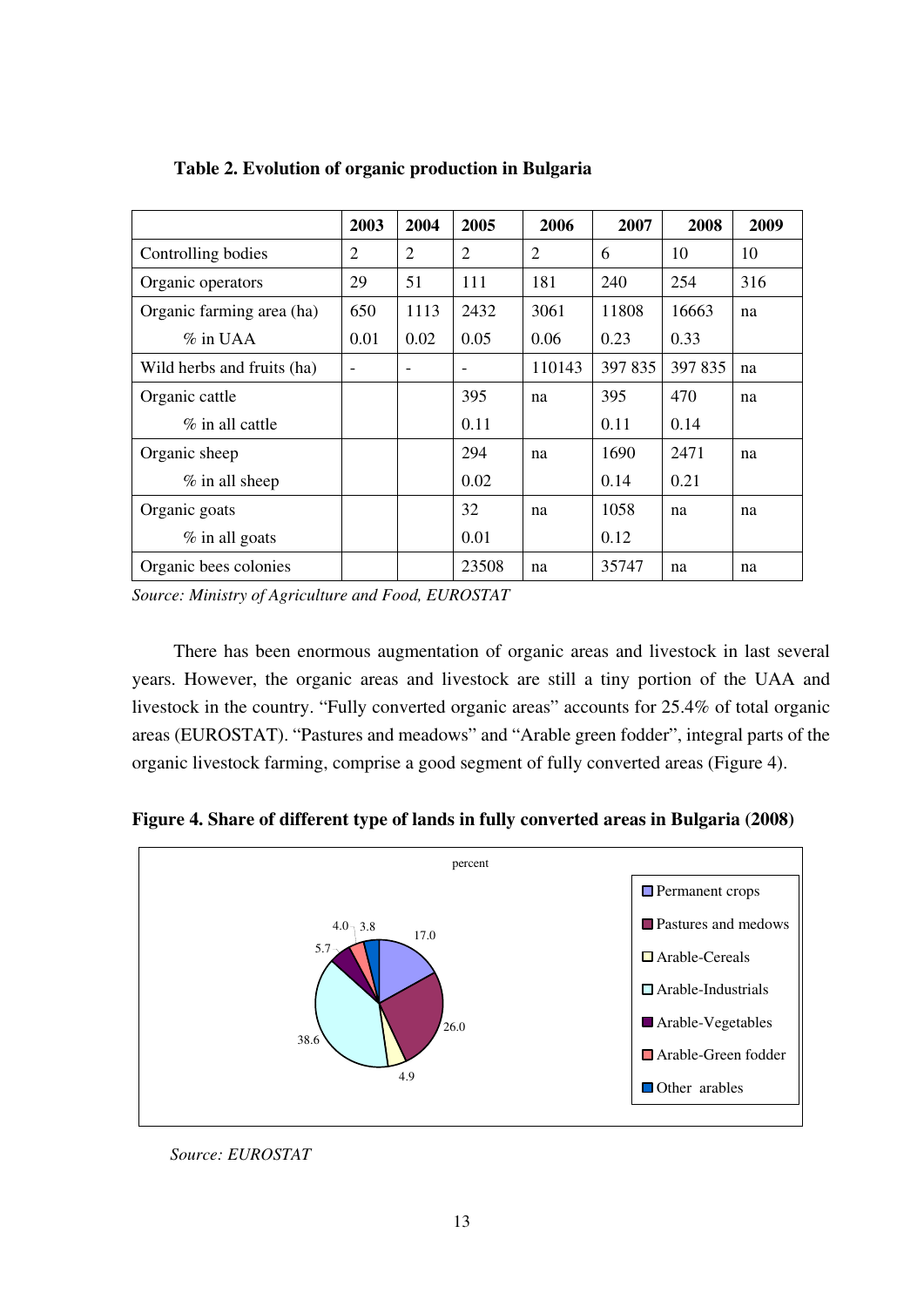**Table 2. Evolution of organic production in Bulgaria**

| | 2003 | 2004 | 2005 | 2006 | 2007 | 2008 | 2009 |
|---|---|---|---|---|---|---|---|
| Controlling bodies | 2 | 2 | 2 | 2 | 6 | 10 | 10 |
| Organic operators | 29 | 51 | 111 | 181 | 240 | 254 | 316 |
| Organic farming area (ha) | 650 | 1113 | 2432 | 3061 | 11808 | 16663 | na |
| % in UAA | 0.01 | 0.02 | 0.05 | 0.06 | 0.23 | 0.33 | |
| Wild herbs and fruits (ha) | - | - | - | 110143 | 397 835 | 397 835 | na |
| Organic cattle | | | 395 | na | 395 | 470 | na |
| % in all cattle | | | 0.11 | | 0.11 | 0.14 | |
| Organic sheep | | | 294 | na | 1690 | 2471 | na |
| % in all sheep | | | 0.02 | | 0.14 | 0.21 | |
| Organic goats | | | 32 | na | 1058 | na | na |
| % in all goats | | | 0.01 | | 0.12 | | |
| Organic bees colonies | | | 23508 | na | 35747 | na | na |

*Source: Ministry of Agriculture and Food, EUROSTAT*

There has been enormous augmentation of organic areas and livestock in last several years. However, the organic areas and livestock are still a tiny portion of the UAA and livestock in the country. "Fully converted organic areas" accounts for 25.4% of total organic areas (EUROSTAT). "Pastures and meadows" and "Arable green fodder", integral parts of the organic livestock farming, comprise a good segment of fully converted areas (Figure 4).

**Figure 4. Share of different type of lands in fully converted areas in Bulgaria (2008)**

| Type of land | percent |
|---|---|
| Permanent crops | 17.0 |
| Pastures and medows | 26.0 |
| Arable-Cereals | 4.9 |
| Arable-Industrials | 38.6 |
| Arable-Vegetables | 5.7 |
| Arable-Green fodder | 4.0 |
| Other arables | 3.8 |

*Source: EUROSTAT*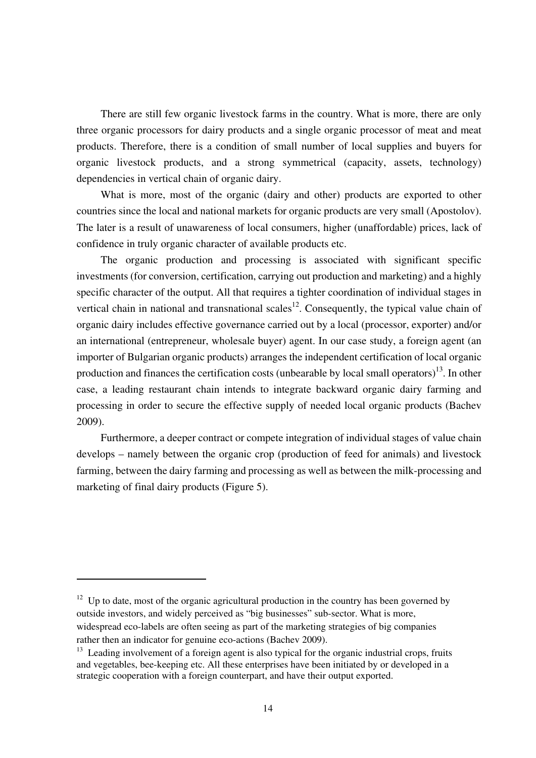There are still few organic livestock farms in the country. What is more, there are only three organic processors for dairy products and a single organic processor of meat and meat products. Therefore, there is a condition of small number of local supplies and buyers for organic livestock products, and a strong symmetrical (capacity, assets, technology) dependencies in vertical chain of organic dairy.

What is more, most of the organic (dairy and other) products are exported to other countries since the local and national markets for organic products are very small (Apostolov). The later is a result of unawareness of local consumers, higher (unaffordable) prices, lack of confidence in truly organic character of available products etc.

The organic production and processing is associated with significant specific investments (for conversion, certification, carrying out production and marketing) and a highly specific character of the output. All that requires a tighter coordination of individual stages in vertical chain in national and transnational scales[12]. Consequently, the typical value chain of organic dairy includes effective governance carried out by a local (processor, exporter) and/or an international (entrepreneur, wholesale buyer) agent. In our case study, a foreign agent (an importer of Bulgarian organic products) arranges the independent certification of local organic production and finances the certification costs (unbearable by local small operators)[13]. In other case, a leading restaurant chain intends to integrate backward organic dairy farming and processing in order to secure the effective supply of needed local organic products (Bachev 2009).

Furthermore, a deeper contract or compete integration of individual stages of value chain develops – namely between the organic crop (production of feed for animals) and livestock farming, between the dairy farming and processing as well as between the milk-processing and marketing of final dairy products (Figure 5).

---

[12] Up to date, most of the organic agricultural production in the country has been governed by outside investors, and widely perceived as "big businesses" sub-sector. What is more, widespread eco-labels are often seeing as part of the marketing strategies of big companies rather then an indicator for genuine eco-actions (Bachev 2009).

[13] Leading involvement of a foreign agent is also typical for the organic industrial crops, fruits and vegetables, bee-keeping etc. All these enterprises have been initiated by or developed in a strategic cooperation with a foreign counterpart, and have their output exported.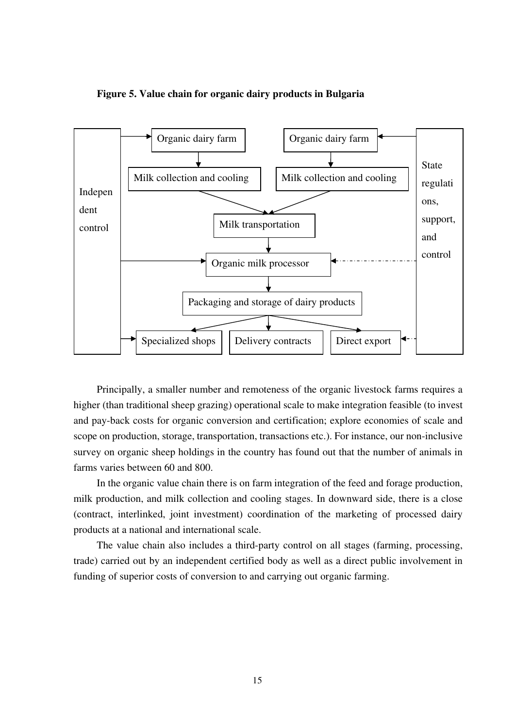**Figure 5. Value chain for organic dairy products in Bulgaria**

Organic dairy farm

Organic dairy farm

Milk collection and cooling

Milk collection and cooling

Independent control

State regulations, support, and control

Milk transportation

Organic milk processor

Packaging and storage of dairy products

Specialized shops

Delivery contracts

Direct export

Principally, a smaller number and remoteness of the organic livestock farms requires a higher (than traditional sheep grazing) operational scale to make integration feasible (to invest and pay-back costs for organic conversion and certification; explore economies of scale and scope on production, storage, transportation, transactions etc.). For instance, our non-inclusive survey on organic sheep holdings in the country has found out that the number of animals in farms varies between 60 and 800.

In the organic value chain there is on farm integration of the feed and forage production, milk production, and milk collection and cooling stages. In downward side, there is a close (contract, interlinked, joint investment) coordination of the marketing of processed dairy products at a national and international scale.

The value chain also includes a third-party control on all stages (farming, processing, trade) carried out by an independent certified body as well as a direct public involvement in funding of superior costs of conversion to and carrying out organic farming.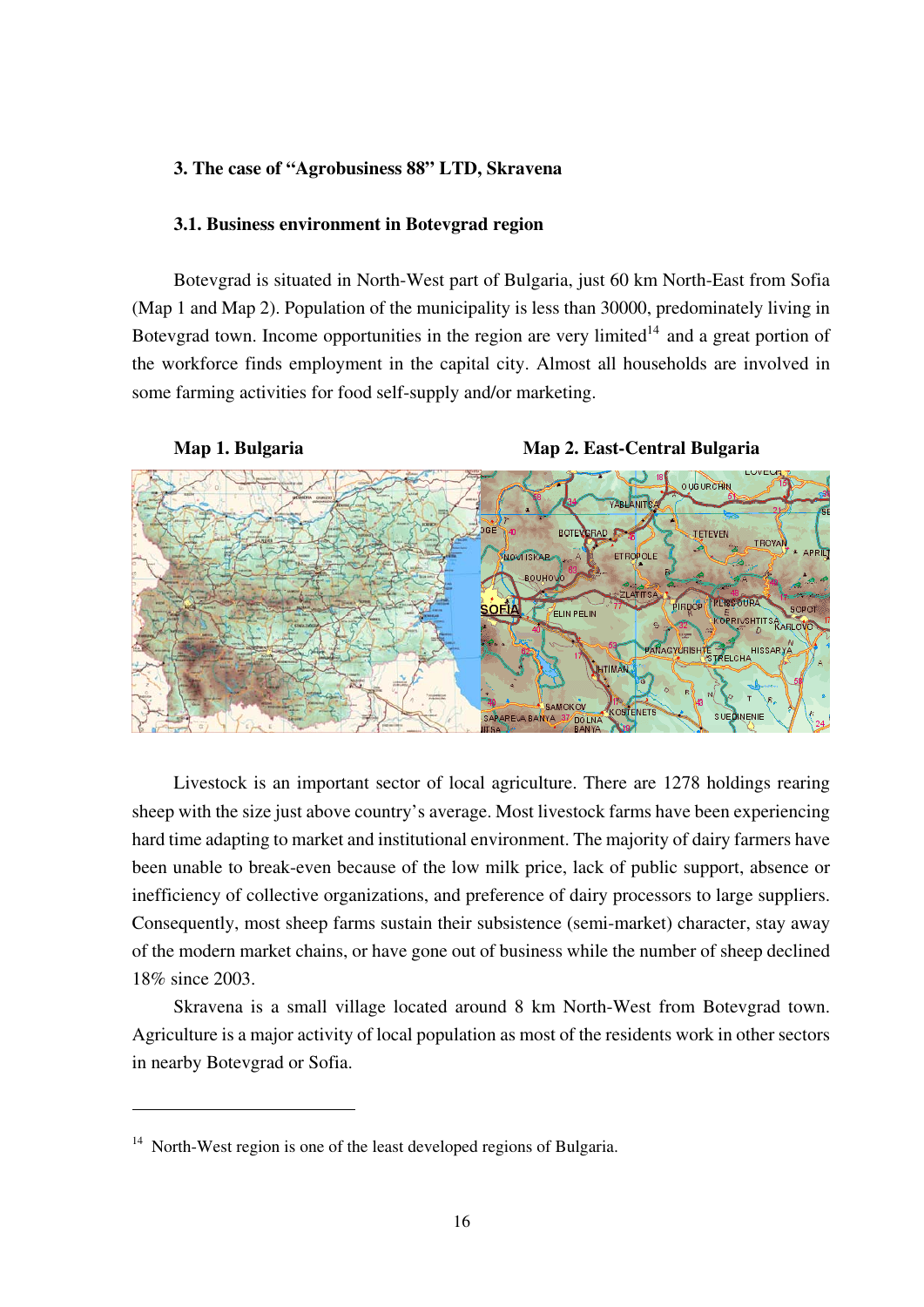### 3. The case of "Agrobusiness 88" LTD, Skravena

#### 3.1. Business environment in Botevgrad region

Botevgrad is situated in North-West part of Bulgaria, just 60 km North-East from Sofia (Map 1 and Map 2). Population of the municipality is less than 30000, predominately living in Botevgrad town. Income opportunities in the region are very limited[14] and a great portion of the workforce finds employment in the capital city. Almost all households are involved in some farming activities for food self-supply and/or marketing.

**Map 1. Bulgaria** **Map 2. East-Central Bulgaria**

Livestock is an important sector of local agriculture. There are 1278 holdings rearing sheep with the size just above country's average. Most livestock farms have been experiencing hard time adapting to market and institutional environment. The majority of dairy farmers have been unable to break-even because of the low milk price, lack of public support, absence or inefficiency of collective organizations, and preference of dairy processors to large suppliers. Consequently, most sheep farms sustain their subsistence (semi-market) character, stay away of the modern market chains, or have gone out of business while the number of sheep declined 18% since 2003.

Skravena is a small village located around 8 km North-West from Botevgrad town. Agriculture is a major activity of local population as most of the residents work in other sectors in nearby Botevgrad or Sofia.

---

[14] North-West region is one of the least developed regions of Bulgaria.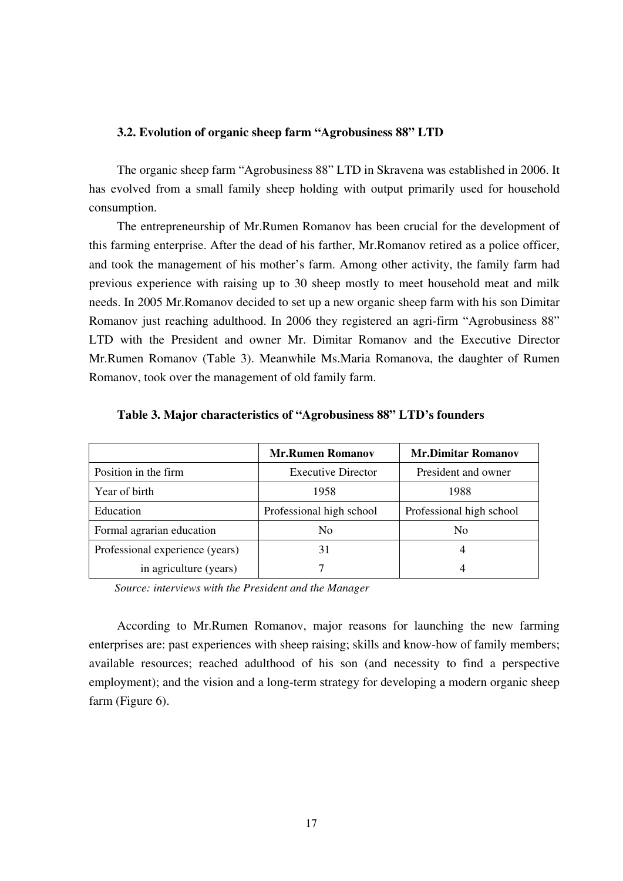### 3.2. Evolution of organic sheep farm "Agrobusiness 88" LTD

The organic sheep farm "Agrobusiness 88" LTD in Skravena was established in 2006. It has evolved from a small family sheep holding with output primarily used for household consumption.

The entrepreneurship of Mr.Rumen Romanov has been crucial for the development of this farming enterprise. After the dead of his farther, Mr.Romanov retired as a police officer, and took the management of his mother's farm. Among other activity, the family farm had previous experience with raising up to 30 sheep mostly to meet household meat and milk needs. In 2005 Mr.Romanov decided to set up a new organic sheep farm with his son Dimitar Romanov just reaching adulthood. In 2006 they registered an agri-firm "Agrobusiness 88" LTD with the President and owner Mr. Dimitar Romanov and the Executive Director Mr.Rumen Romanov (Table 3). Meanwhile Ms.Maria Romanova, the daughter of Rumen Romanov, took over the management of old family farm.

**Table 3. Major characteristics of "Agrobusiness 88" LTD's founders**

| | Mr.Rumen Romanov | Mr.Dimitar Romanov |
|---|---|---|
| Position in the firm | Executive Director | President and owner |
| Year of birth | 1958 | 1988 |
| Education | Professional high school | Professional high school |
| Formal agrarian education | No | No |
| Professional experience (years) | 31 | 4 |
| in agriculture (years) | 7 | 4 |

*Source: interviews with the President and the Manager*

According to Mr.Rumen Romanov, major reasons for launching the new farming enterprises are: past experiences with sheep raising; skills and know-how of family members; available resources; reached adulthood of his son (and necessity to find a perspective employment); and the vision and a long-term strategy for developing a modern organic sheep farm (Figure 6).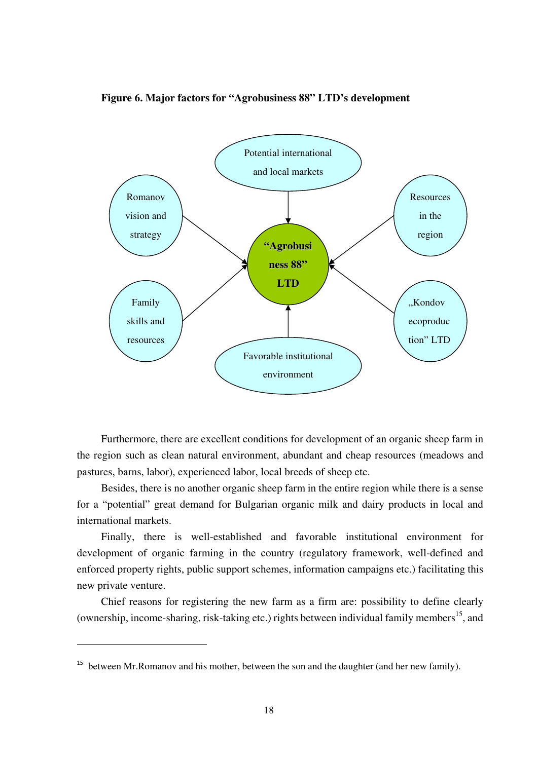**Figure 6. Major factors for "Agrobusiness 88" LTD's development**

Potential international and local markets

Romanov vision and strategy

Resources in the region

"Agrobusiness 88" LTD

Family skills and resources

„Kondov ecoproduction" LTD

Favorable institutional environment

Furthermore, there are excellent conditions for development of an organic sheep farm in the region such as clean natural environment, abundant and cheap resources (meadows and pastures, barns, labor), experienced labor, local breeds of sheep etc.

Besides, there is no another organic sheep farm in the entire region while there is a sense for a "potential" great demand for Bulgarian organic milk and dairy products in local and international markets.

Finally, there is well-established and favorable institutional environment for development of organic farming in the country (regulatory framework, well-defined and enforced property rights, public support schemes, information campaigns etc.) facilitating this new private venture.

Chief reasons for registering the new farm as a firm are: possibility to define clearly (ownership, income-sharing, risk-taking etc.) rights between individual family members[15], and

[15] between Mr.Romanov and his mother, between the son and the daughter (and her new family).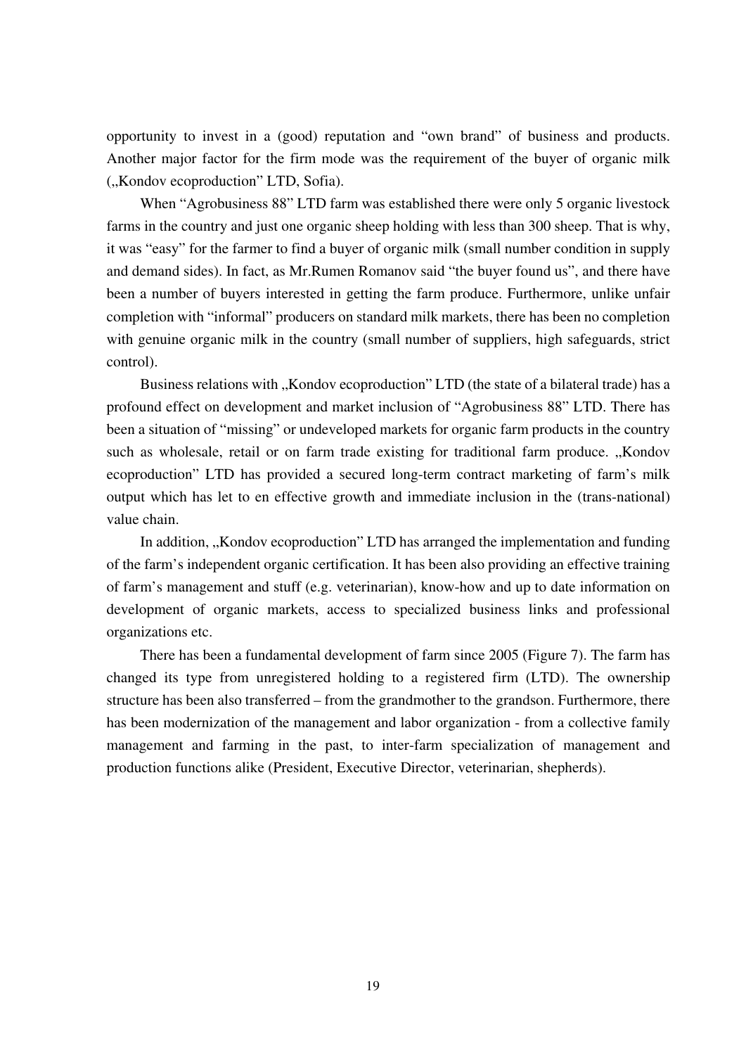opportunity to invest in a (good) reputation and "own brand" of business and products. Another major factor for the firm mode was the requirement of the buyer of organic milk („Kondov ecoproduction" LTD, Sofia).

When "Agrobusiness 88" LTD farm was established there were only 5 organic livestock farms in the country and just one organic sheep holding with less than 300 sheep. That is why, it was "easy" for the farmer to find a buyer of organic milk (small number condition in supply and demand sides). In fact, as Mr.Rumen Romanov said "the buyer found us", and there have been a number of buyers interested in getting the farm produce. Furthermore, unlike unfair completion with "informal" producers on standard milk markets, there has been no completion with genuine organic milk in the country (small number of suppliers, high safeguards, strict control).

Business relations with „Kondov ecoproduction" LTD (the state of a bilateral trade) has a profound effect on development and market inclusion of "Agrobusiness 88" LTD. There has been a situation of "missing" or undeveloped markets for organic farm products in the country such as wholesale, retail or on farm trade existing for traditional farm produce. „Kondov ecoproduction" LTD has provided a secured long-term contract marketing of farm's milk output which has let to en effective growth and immediate inclusion in the (trans-national) value chain.

In addition, „Kondov ecoproduction" LTD has arranged the implementation and funding of the farm's independent organic certification. It has been also providing an effective training of farm's management and stuff (e.g. veterinarian), know-how and up to date information on development of organic markets, access to specialized business links and professional organizations etc.

There has been a fundamental development of farm since 2005 (Figure 7). The farm has changed its type from unregistered holding to a registered firm (LTD). The ownership structure has been also transferred – from the grandmother to the grandson. Furthermore, there has been modernization of the management and labor organization - from a collective family management and farming in the past, to inter-farm specialization of management and production functions alike (President, Executive Director, veterinarian, shepherds).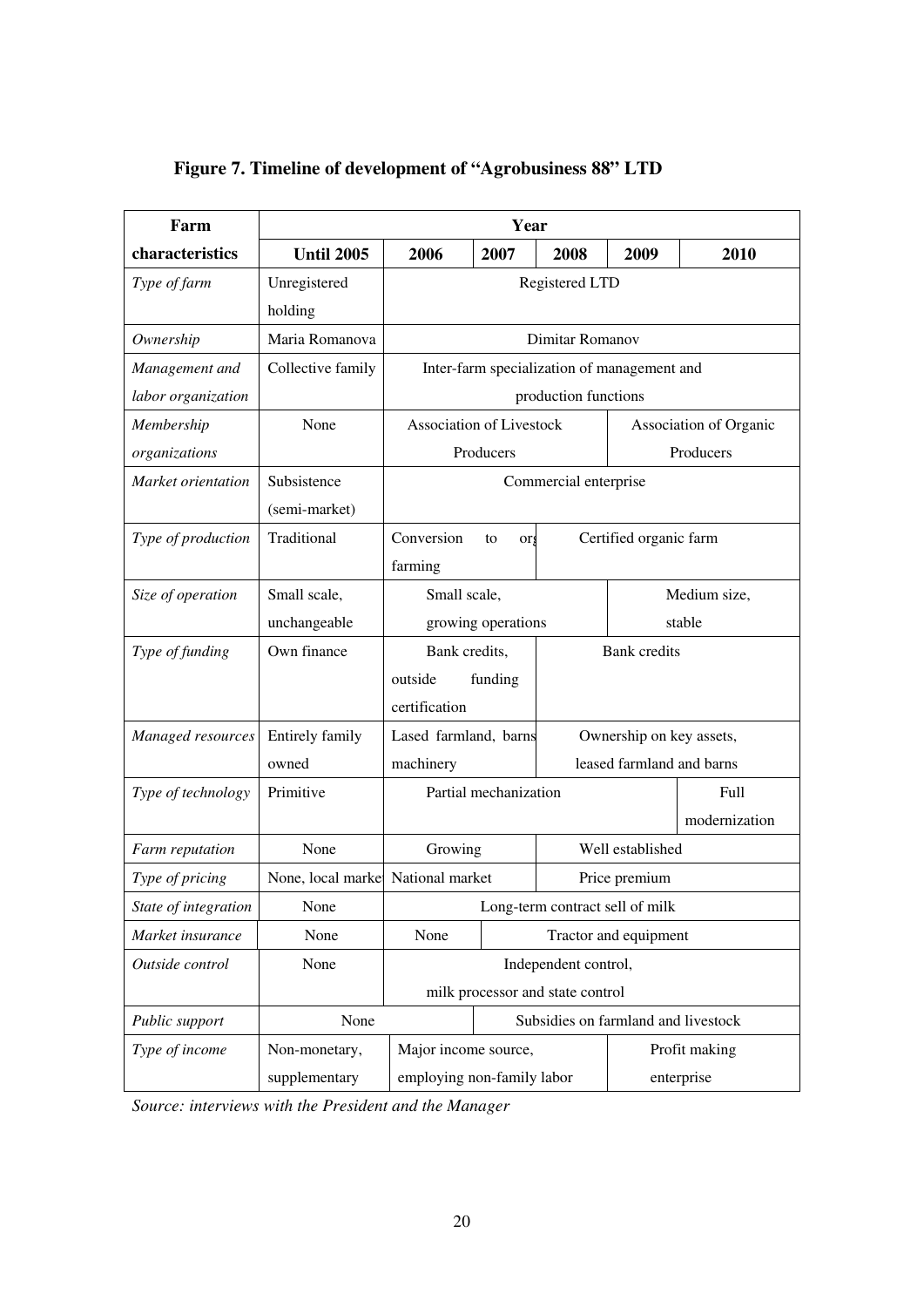**Figure 7. Timeline of development of "Agrobusiness 88" LTD**

| Farm characteristics | Year | | | | | |
|---|---|---|---|---|---|---|
| | **Until 2005** | **2006** | **2007** | **2008** | **2009** | **2010** |
| *Type of farm* | Unregistered holding | Registered LTD | | | | |
| *Ownership* | Maria Romanova | Dimitar Romanov | | | | |
| *Management and labor organization* | Collective family | Inter-farm specialization of management and production functions | | | | |
| *Membership organizations* | None | Association of Livestock Producers | | | Association of Organic Producers | |
| *Market orientation* | Subsistence (semi-market) | Commercial enterprise | | | | |
| *Type of production* | Traditional | Conversion to org farming | | Certified organic farm | | |
| *Size of operation* | Small scale, unchangeable | Small scale, growing operations | | | Medium size, stable | |
| *Type of funding* | Own finance | Bank credits, outside funding certification | | Bank credits | | |
| *Managed resources* | Entirely family owned | Lased farmland, barns machinery | | Ownership on key assets, leased farmland and barns | | |
| *Type of technology* | Primitive | Partial mechanization | | | | Full modernization |
| *Farm reputation* | None | Growing | | Well established | | |
| *Type of pricing* | None, local market | National market | | Price premium | | |
| *State of integration* | None | Long-term contract sell of milk | | | | |
| *Market insurance* | None | None | Tractor and equipment | | | |
| *Outside control* | None | Independent control, milk processor and state control | | | | |
| *Public support* | None | | Subsidies on farmland and livestock | | | |
| *Type of income* | Non-monetary, supplementary | Major income source, employing non-family labor | | | Profit making enterprise | |

*Source: interviews with the President and the Manager*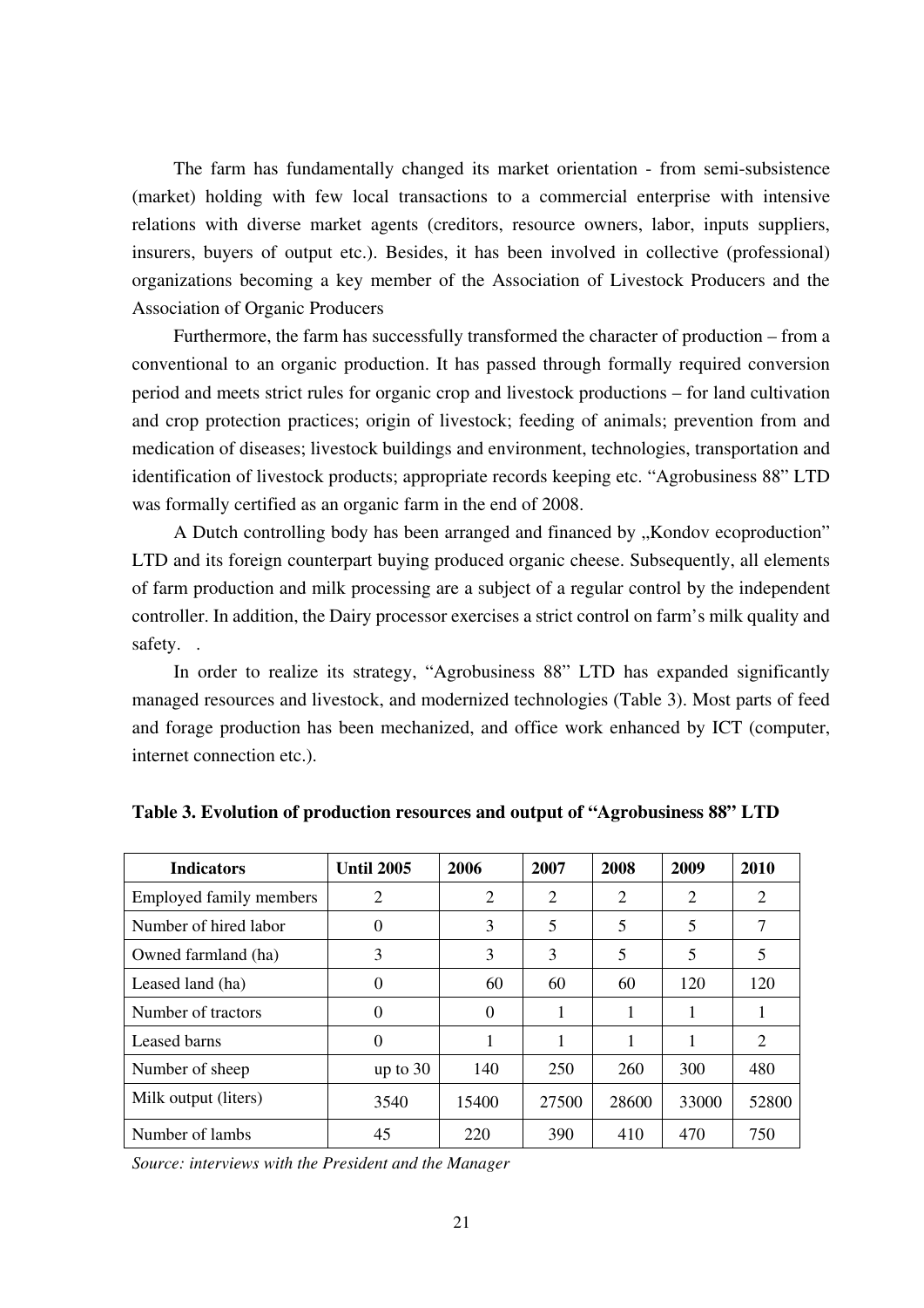The farm has fundamentally changed its market orientation - from semi-subsistence (market) holding with few local transactions to a commercial enterprise with intensive relations with diverse market agents (creditors, resource owners, labor, inputs suppliers, insurers, buyers of output etc.). Besides, it has been involved in collective (professional) organizations becoming a key member of the Association of Livestock Producers and the Association of Organic Producers

Furthermore, the farm has successfully transformed the character of production – from a conventional to an organic production. It has passed through formally required conversion period and meets strict rules for organic crop and livestock productions – for land cultivation and crop protection practices; origin of livestock; feeding of animals; prevention from and medication of diseases; livestock buildings and environment, technologies, transportation and identification of livestock products; appropriate records keeping etc. "Agrobusiness 88" LTD was formally certified as an organic farm in the end of 2008.

A Dutch controlling body has been arranged and financed by „Kondov ecoproduction" LTD and its foreign counterpart buying produced organic cheese. Subsequently, all elements of farm production and milk processing are a subject of a regular control by the independent controller. In addition, the Dairy processor exercises a strict control on farm's milk quality and safety. .

In order to realize its strategy, "Agrobusiness 88" LTD has expanded significantly managed resources and livestock, and modernized technologies (Table 3). Most parts of feed and forage production has been mechanized, and office work enhanced by ICT (computer, internet connection etc.).

**Table 3. Evolution of production resources and output of "Agrobusiness 88" LTD**

| Indicators | Until 2005 | 2006 | 2007 | 2008 | 2009 | 2010 |
|---|---|---|---|---|---|---|
| Employed family members | 2 | 2 | 2 | 2 | 2 | 2 |
| Number of hired labor | 0 | 3 | 5 | 5 | 5 | 7 |
| Owned farmland (ha) | 3 | 3 | 3 | 5 | 5 | 5 |
| Leased land (ha) | 0 | 60 | 60 | 60 | 120 | 120 |
| Number of tractors | 0 | 0 | 1 | 1 | 1 | 1 |
| Leased barns | 0 | 1 | 1 | 1 | 1 | 2 |
| Number of sheep | up to 30 | 140 | 250 | 260 | 300 | 480 |
| Milk output (liters) | 3540 | 15400 | 27500 | 28600 | 33000 | 52800 |
| Number of lambs | 45 | 220 | 390 | 410 | 470 | 750 |

*Source: interviews with the President and the Manager*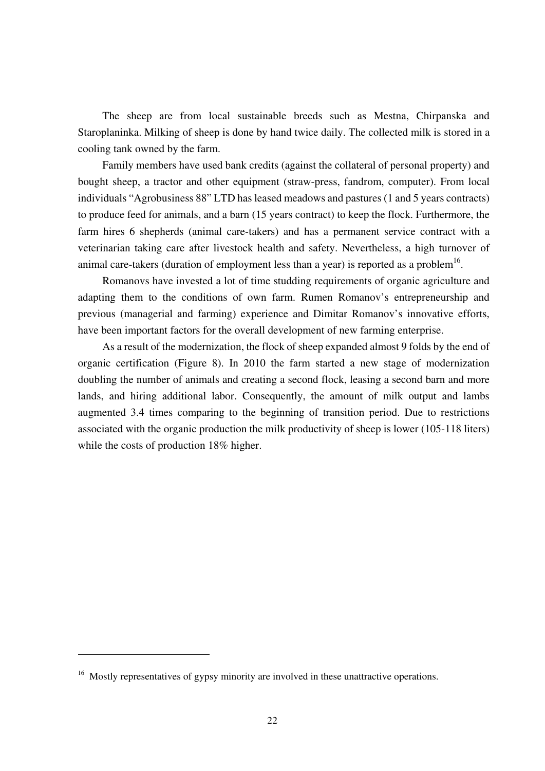The sheep are from local sustainable breeds such as Mestna, Chirpanska and Staroplaninka. Milking of sheep is done by hand twice daily. The collected milk is stored in a cooling tank owned by the farm.

Family members have used bank credits (against the collateral of personal property) and bought sheep, a tractor and other equipment (straw-press, fandrom, computer). From local individuals "Agrobusiness 88" LTD has leased meadows and pastures (1 and 5 years contracts) to produce feed for animals, and a barn (15 years contract) to keep the flock. Furthermore, the farm hires 6 shepherds (animal care-takers) and has a permanent service contract with a veterinarian taking care after livestock health and safety. Nevertheless, a high turnover of animal care-takers (duration of employment less than a year) is reported as a problem[16].

Romanovs have invested a lot of time studding requirements of organic agriculture and adapting them to the conditions of own farm. Rumen Romanov's entrepreneurship and previous (managerial and farming) experience and Dimitar Romanov's innovative efforts, have been important factors for the overall development of new farming enterprise.

As a result of the modernization, the flock of sheep expanded almost 9 folds by the end of organic certification (Figure 8). In 2010 the farm started a new stage of modernization doubling the number of animals and creating a second flock, leasing a second barn and more lands, and hiring additional labor. Consequently, the amount of milk output and lambs augmented 3.4 times comparing to the beginning of transition period. Due to restrictions associated with the organic production the milk productivity of sheep is lower (105-118 liters) while the costs of production 18% higher.

---

[16] Mostly representatives of gypsy minority are involved in these unattractive operations.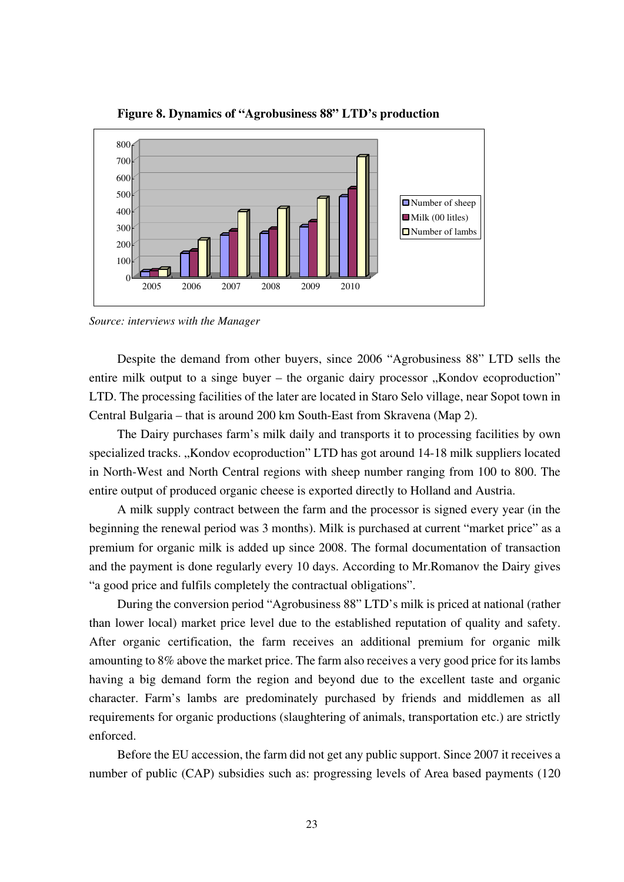**Figure 8. Dynamics of "Agrobusiness 88" LTD's production**

*Source: interviews with the Manager*

Despite the demand from other buyers, since 2006 "Agrobusiness 88" LTD sells the entire milk output to a singe buyer – the organic dairy processor „Kondov ecoproduction" LTD. The processing facilities of the later are located in Staro Selo village, near Sopot town in Central Bulgaria – that is around 200 km South-East from Skravena (Map 2).

The Dairy purchases farm's milk daily and transports it to processing facilities by own specialized tracks. „Kondov ecoproduction" LTD has got around 14-18 milk suppliers located in North-West and North Central regions with sheep number ranging from 100 to 800. The entire output of produced organic cheese is exported directly to Holland and Austria.

A milk supply contract between the farm and the processor is signed every year (in the beginning the renewal period was 3 months). Milk is purchased at current "market price" as a premium for organic milk is added up since 2008. The formal documentation of transaction and the payment is done regularly every 10 days. According to Mr.Romanov the Dairy gives "a good price and fulfils completely the contractual obligations".

During the conversion period "Agrobusiness 88" LTD's milk is priced at national (rather than lower local) market price level due to the established reputation of quality and safety. After organic certification, the farm receives an additional premium for organic milk amounting to 8% above the market price. The farm also receives a very good price for its lambs having a big demand form the region and beyond due to the excellent taste and organic character. Farm's lambs are predominately purchased by friends and middlemen as all requirements for organic productions (slaughtering of animals, transportation etc.) are strictly enforced.

Before the EU accession, the farm did not get any public support. Since 2007 it receives a number of public (CAP) subsidies such as: progressing levels of Area based payments (120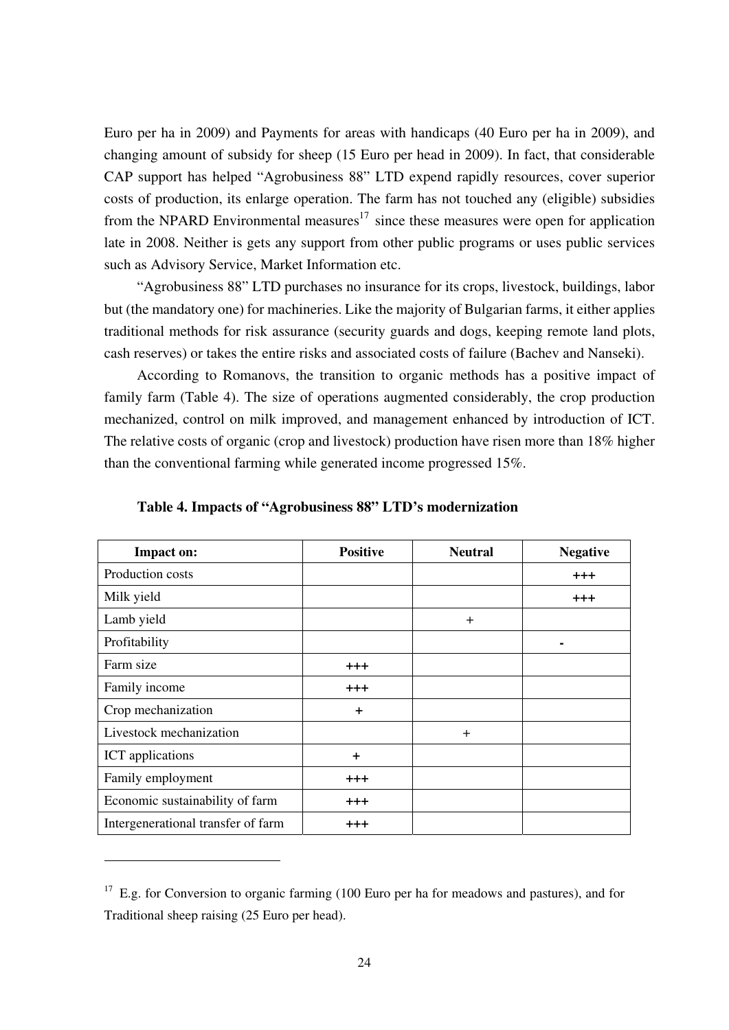Euro per ha in 2009) and Payments for areas with handicaps (40 Euro per ha in 2009), and changing amount of subsidy for sheep (15 Euro per head in 2009). In fact, that considerable CAP support has helped "Agrobusiness 88" LTD expend rapidly resources, cover superior costs of production, its enlarge operation. The farm has not touched any (eligible) subsidies from the NPARD Environmental measures[17] since these measures were open for application late in 2008. Neither is gets any support from other public programs or uses public services such as Advisory Service, Market Information etc.

"Agrobusiness 88" LTD purchases no insurance for its crops, livestock, buildings, labor but (the mandatory one) for machineries. Like the majority of Bulgarian farms, it either applies traditional methods for risk assurance (security guards and dogs, keeping remote land plots, cash reserves) or takes the entire risks and associated costs of failure (Bachev and Nanseki).

According to Romanovs, the transition to organic methods has a positive impact of family farm (Table 4). The size of operations augmented considerably, the crop production mechanized, control on milk improved, and management enhanced by introduction of ICT. The relative costs of organic (crop and livestock) production have risen more than 18% higher than the conventional farming while generated income progressed 15%.

**Table 4. Impacts of "Agrobusiness 88" LTD's modernization**

| Impact on: | Positive | Neutral | Negative |
|---|---|---|---|
| Production costs | | | +++ |
| Milk yield | | | +++ |
| Lamb yield | | + | |
| Profitability | | | - |
| Farm size | +++ | | |
| Family income | +++ | | |
| Crop mechanization | + | | |
| Livestock mechanization | | + | |
| ICT applications | + | | |
| Family employment | +++ | | |
| Economic sustainability of farm | +++ | | |
| Intergenerational transfer of farm | +++ | | |

[17] E.g. for Conversion to organic farming (100 Euro per ha for meadows and pastures), and for Traditional sheep raising (25 Euro per head).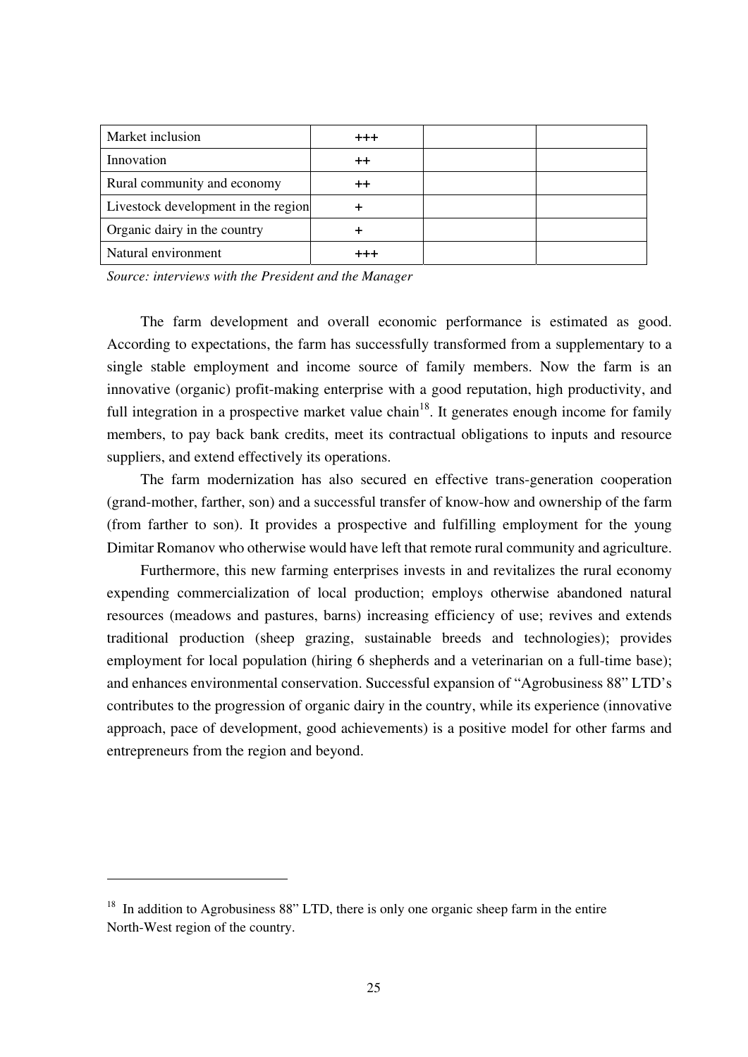| | | | |
|---|---|---|---|
| Market inclusion | +++ | | |
| Innovation | ++ | | |
| Rural community and economy | ++ | | |
| Livestock development in the region | + | | |
| Organic dairy in the country | + | | |
| Natural environment | +++ | | |

*Source: interviews with the President and the Manager*

The farm development and overall economic performance is estimated as good. According to expectations, the farm has successfully transformed from a supplementary to a single stable employment and income source of family members. Now the farm is an innovative (organic) profit-making enterprise with a good reputation, high productivity, and full integration in a prospective market value chain[18]. It generates enough income for family members, to pay back bank credits, meet its contractual obligations to inputs and resource suppliers, and extend effectively its operations.

The farm modernization has also secured en effective trans-generation cooperation (grand-mother, farther, son) and a successful transfer of know-how and ownership of the farm (from farther to son). It provides a prospective and fulfilling employment for the young Dimitar Romanov who otherwise would have left that remote rural community and agriculture.

Furthermore, this new farming enterprises invests in and revitalizes the rural economy expending commercialization of local production; employs otherwise abandoned natural resources (meadows and pastures, barns) increasing efficiency of use; revives and extends traditional production (sheep grazing, sustainable breeds and technologies); provides employment for local population (hiring 6 shepherds and a veterinarian on a full-time base); and enhances environmental conservation. Successful expansion of "Agrobusiness 88" LTD's contributes to the progression of organic dairy in the country, while its experience (innovative approach, pace of development, good achievements) is a positive model for other farms and entrepreneurs from the region and beyond.

---

[18] In addition to Agrobusiness 88" LTD, there is only one organic sheep farm in the entire North-West region of the country.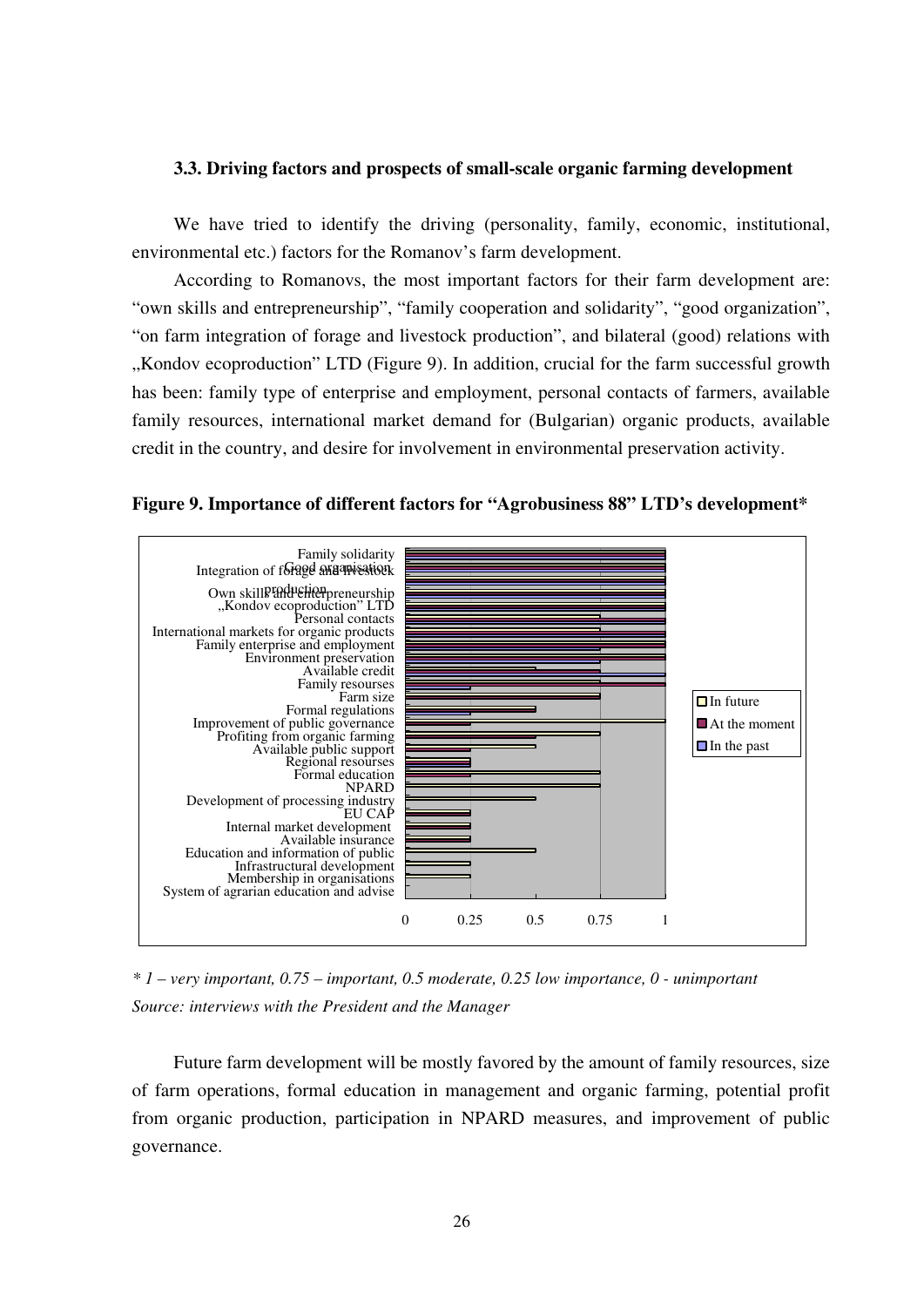### 3.3. Driving factors and prospects of small-scale organic farming development

We have tried to identify the driving (personality, family, economic, institutional, environmental etc.) factors for the Romanov's farm development.

According to Romanovs, the most important factors for their farm development are: "own skills and entrepreneurship", "family cooperation and solidarity", "good organization", "on farm integration of forage and livestock production", and bilateral (good) relations with „Kondov ecoproduction" LTD (Figure 9). In addition, crucial for the farm successful growth has been: family type of enterprise and employment, personal contacts of farmers, available family resources, international market demand for (Bulgarian) organic products, available credit in the country, and desire for involvement in environmental preservation activity.

**Figure 9. Importance of different factors for "Agrobusiness 88" LTD's development***

*\* 1 – very important, 0.75 – important, 0.5 moderate, 0.25 low importance, 0 - unimportant*
*Source: interviews with the President and the Manager*

Future farm development will be mostly favored by the amount of family resources, size of farm operations, formal education in management and organic farming, potential profit from organic production, participation in NPARD measures, and improvement of public governance.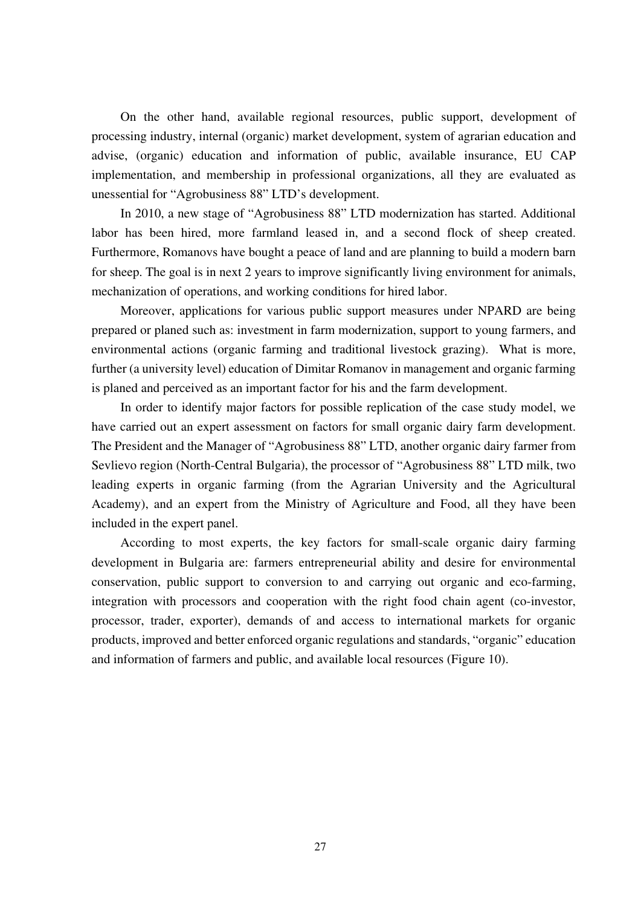On the other hand, available regional resources, public support, development of processing industry, internal (organic) market development, system of agrarian education and advise, (organic) education and information of public, available insurance, EU CAP implementation, and membership in professional organizations, all they are evaluated as unessential for "Agrobusiness 88" LTD's development.

In 2010, a new stage of "Agrobusiness 88" LTD modernization has started. Additional labor has been hired, more farmland leased in, and a second flock of sheep created. Furthermore, Romanovs have bought a peace of land and are planning to build a modern barn for sheep. The goal is in next 2 years to improve significantly living environment for animals, mechanization of operations, and working conditions for hired labor.

Moreover, applications for various public support measures under NPARD are being prepared or planed such as: investment in farm modernization, support to young farmers, and environmental actions (organic farming and traditional livestock grazing). What is more, further (a university level) education of Dimitar Romanov in management and organic farming is planed and perceived as an important factor for his and the farm development.

In order to identify major factors for possible replication of the case study model, we have carried out an expert assessment on factors for small organic dairy farm development. The President and the Manager of "Agrobusiness 88" LTD, another organic dairy farmer from Sevlievo region (North-Central Bulgaria), the processor of "Agrobusiness 88" LTD milk, two leading experts in organic farming (from the Agrarian University and the Agricultural Academy), and an expert from the Ministry of Agriculture and Food, all they have been included in the expert panel.

According to most experts, the key factors for small-scale organic dairy farming development in Bulgaria are: farmers entrepreneurial ability and desire for environmental conservation, public support to conversion to and carrying out organic and eco-farming, integration with processors and cooperation with the right food chain agent (co-investor, processor, trader, exporter), demands of and access to international markets for organic products, improved and better enforced organic regulations and standards, "organic" education and information of farmers and public, and available local resources (Figure 10).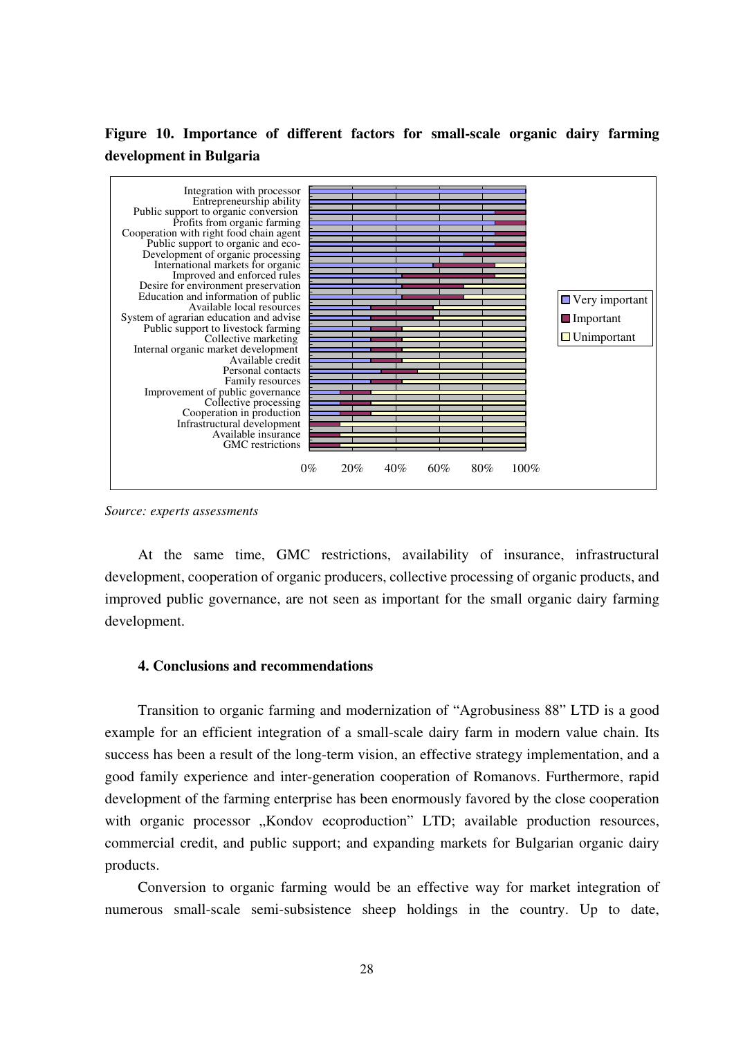**Figure 10. Importance of different factors for small-scale organic dairy farming development in Bulgaria**

*Source: experts assessments*

At the same time, GMC restrictions, availability of insurance, infrastructural development, cooperation of organic producers, collective processing of organic products, and improved public governance, are not seen as important for the small organic dairy farming development.

#### 4. Conclusions and recommendations

Transition to organic farming and modernization of "Agrobusiness 88" LTD is a good example for an efficient integration of a small-scale dairy farm in modern value chain. Its success has been a result of the long-term vision, an effective strategy implementation, and a good family experience and inter-generation cooperation of Romanovs. Furthermore, rapid development of the farming enterprise has been enormously favored by the close cooperation with organic processor „Kondov ecoproduction" LTD; available production resources, commercial credit, and public support; and expanding markets for Bulgarian organic dairy products.

Conversion to organic farming would be an effective way for market integration of numerous small-scale semi-subsistence sheep holdings in the country. Up to date,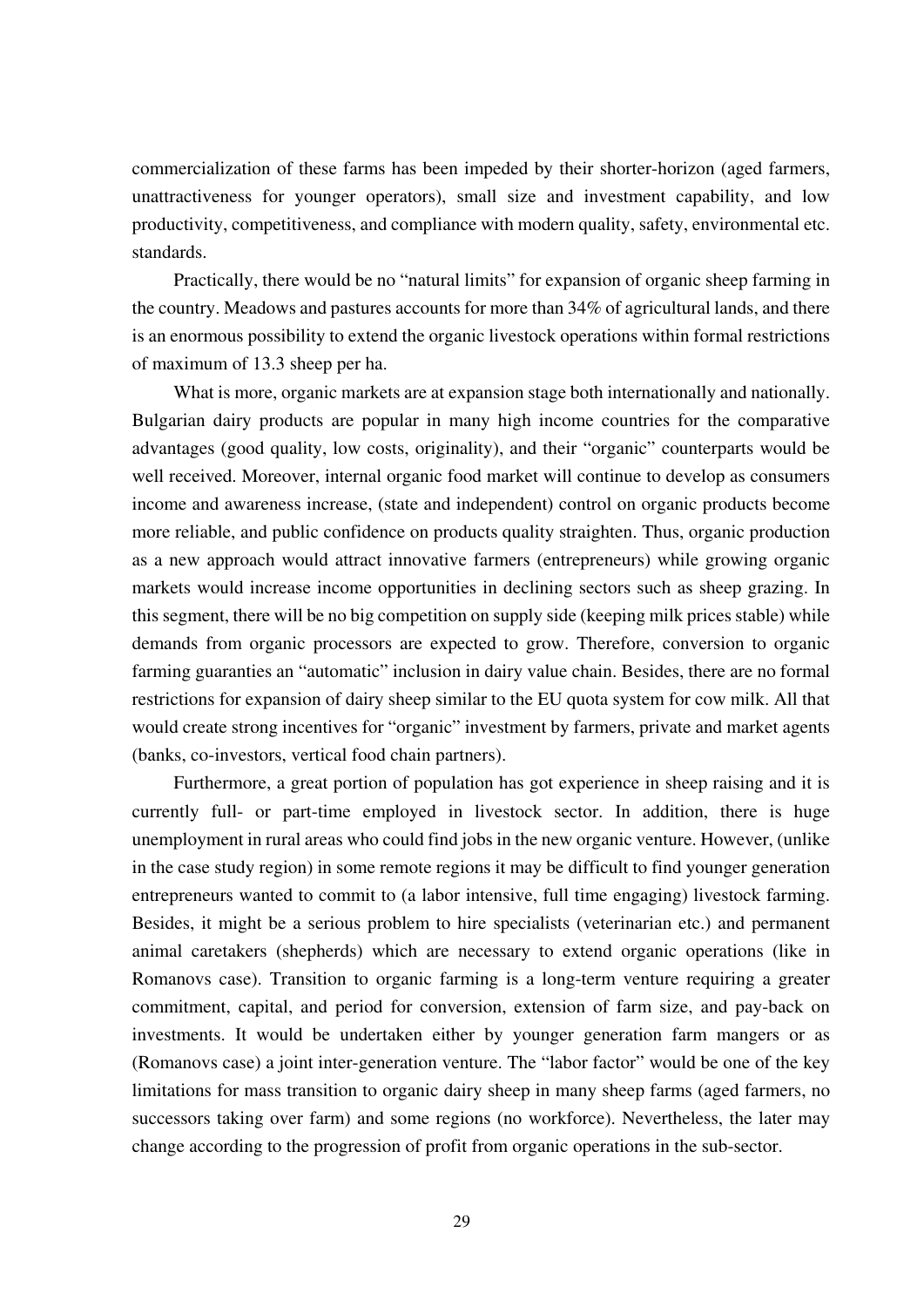commercialization of these farms has been impeded by their shorter-horizon (aged farmers, unattractiveness for younger operators), small size and investment capability, and low productivity, competitiveness, and compliance with modern quality, safety, environmental etc. standards.

Practically, there would be no "natural limits" for expansion of organic sheep farming in the country. Meadows and pastures accounts for more than 34% of agricultural lands, and there is an enormous possibility to extend the organic livestock operations within formal restrictions of maximum of 13.3 sheep per ha.

What is more, organic markets are at expansion stage both internationally and nationally. Bulgarian dairy products are popular in many high income countries for the comparative advantages (good quality, low costs, originality), and their "organic" counterparts would be well received. Moreover, internal organic food market will continue to develop as consumers income and awareness increase, (state and independent) control on organic products become more reliable, and public confidence on products quality straighten. Thus, organic production as a new approach would attract innovative farmers (entrepreneurs) while growing organic markets would increase income opportunities in declining sectors such as sheep grazing. In this segment, there will be no big competition on supply side (keeping milk prices stable) while demands from organic processors are expected to grow. Therefore, conversion to organic farming guaranties an "automatic" inclusion in dairy value chain. Besides, there are no formal restrictions for expansion of dairy sheep similar to the EU quota system for cow milk. All that would create strong incentives for "organic" investment by farmers, private and market agents (banks, co-investors, vertical food chain partners).

Furthermore, a great portion of population has got experience in sheep raising and it is currently full- or part-time employed in livestock sector. In addition, there is huge unemployment in rural areas who could find jobs in the new organic venture. However, (unlike in the case study region) in some remote regions it may be difficult to find younger generation entrepreneurs wanted to commit to (a labor intensive, full time engaging) livestock farming. Besides, it might be a serious problem to hire specialists (veterinarian etc.) and permanent animal caretakers (shepherds) which are necessary to extend organic operations (like in Romanovs case). Transition to organic farming is a long-term venture requiring a greater commitment, capital, and period for conversion, extension of farm size, and pay-back on investments. It would be undertaken either by younger generation farm mangers or as (Romanovs case) a joint inter-generation venture. The "labor factor" would be one of the key limitations for mass transition to organic dairy sheep in many sheep farms (aged farmers, no successors taking over farm) and some regions (no workforce). Nevertheless, the later may change according to the progression of profit from organic operations in the sub-sector.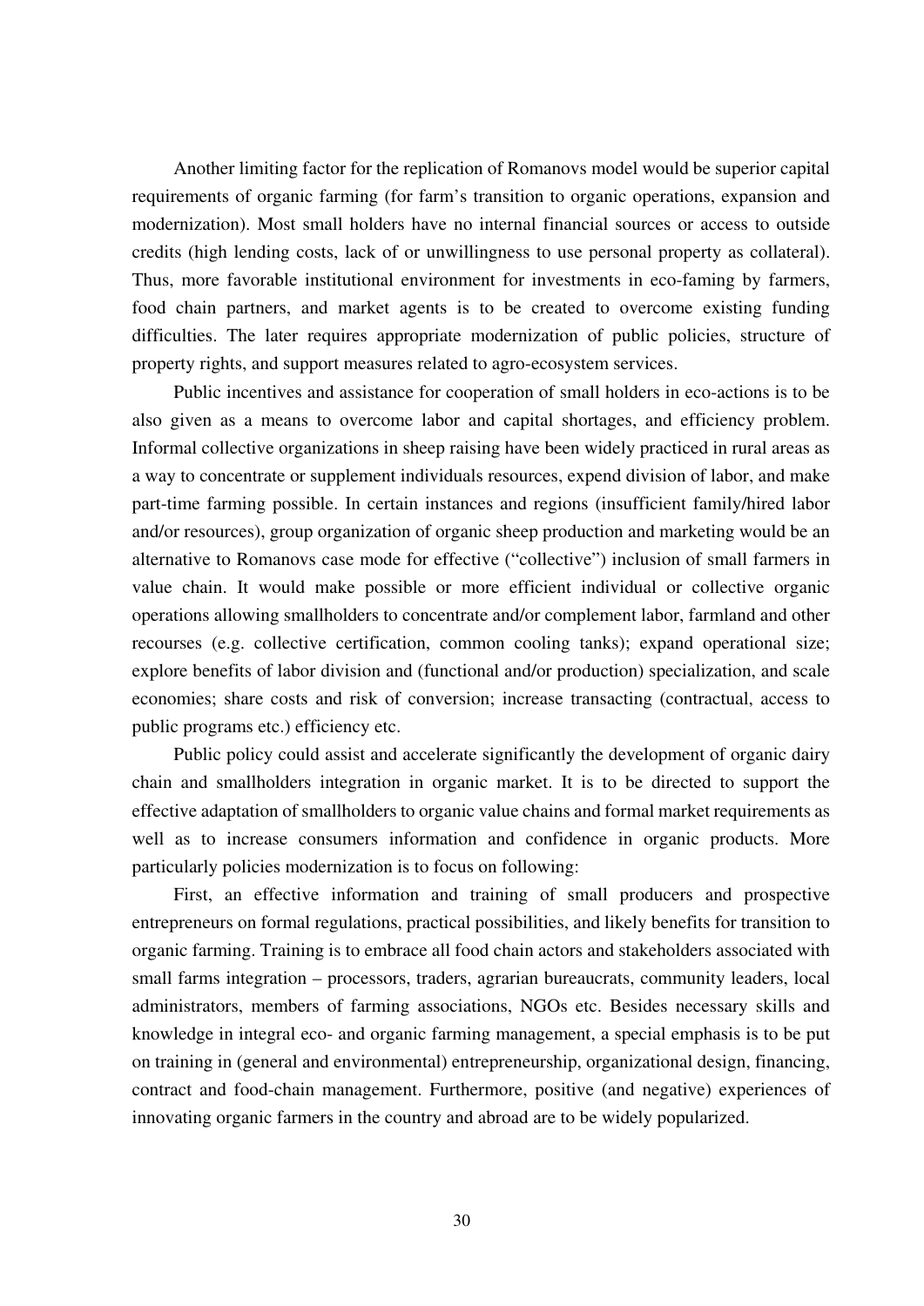Another limiting factor for the replication of Romanovs model would be superior capital requirements of organic farming (for farm's transition to organic operations, expansion and modernization). Most small holders have no internal financial sources or access to outside credits (high lending costs, lack of or unwillingness to use personal property as collateral). Thus, more favorable institutional environment for investments in eco-faming by farmers, food chain partners, and market agents is to be created to overcome existing funding difficulties. The later requires appropriate modernization of public policies, structure of property rights, and support measures related to agro-ecosystem services.

Public incentives and assistance for cooperation of small holders in eco-actions is to be also given as a means to overcome labor and capital shortages, and efficiency problem. Informal collective organizations in sheep raising have been widely practiced in rural areas as a way to concentrate or supplement individuals resources, expend division of labor, and make part-time farming possible. In certain instances and regions (insufficient family/hired labor and/or resources), group organization of organic sheep production and marketing would be an alternative to Romanovs case mode for effective ("collective") inclusion of small farmers in value chain. It would make possible or more efficient individual or collective organic operations allowing smallholders to concentrate and/or complement labor, farmland and other recourses (e.g. collective certification, common cooling tanks); expand operational size; explore benefits of labor division and (functional and/or production) specialization, and scale economies; share costs and risk of conversion; increase transacting (contractual, access to public programs etc.) efficiency etc.

Public policy could assist and accelerate significantly the development of organic dairy chain and smallholders integration in organic market. It is to be directed to support the effective adaptation of smallholders to organic value chains and formal market requirements as well as to increase consumers information and confidence in organic products. More particularly policies modernization is to focus on following:

First, an effective information and training of small producers and prospective entrepreneurs on formal regulations, practical possibilities, and likely benefits for transition to organic farming. Training is to embrace all food chain actors and stakeholders associated with small farms integration – processors, traders, agrarian bureaucrats, community leaders, local administrators, members of farming associations, NGOs etc. Besides necessary skills and knowledge in integral eco- and organic farming management, a special emphasis is to be put on training in (general and environmental) entrepreneurship, organizational design, financing, contract and food-chain management. Furthermore, positive (and negative) experiences of innovating organic farmers in the country and abroad are to be widely popularized.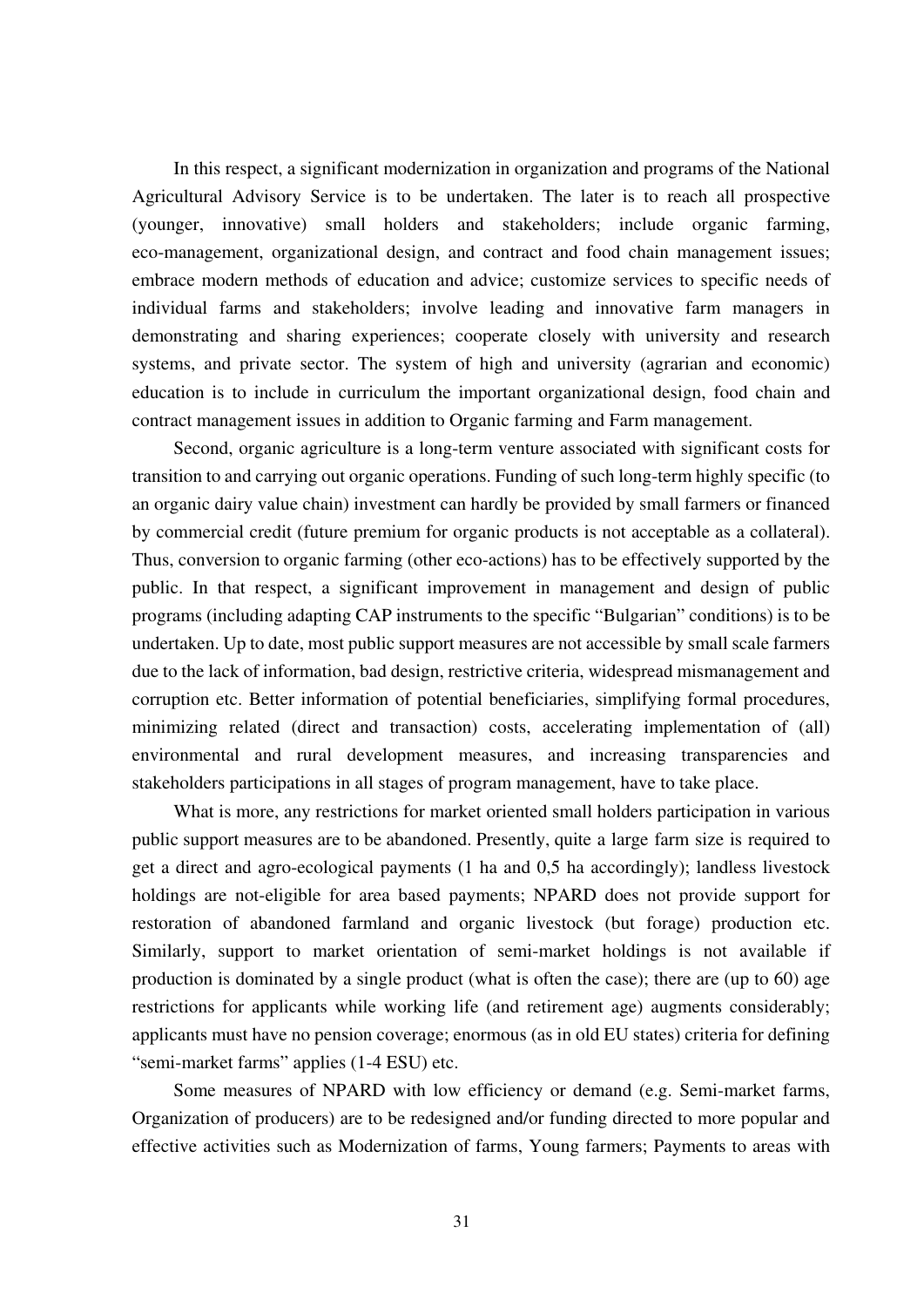In this respect, a significant modernization in organization and programs of the National Agricultural Advisory Service is to be undertaken. The later is to reach all prospective (younger, innovative) small holders and stakeholders; include organic farming, eco-management, organizational design, and contract and food chain management issues; embrace modern methods of education and advice; customize services to specific needs of individual farms and stakeholders; involve leading and innovative farm managers in demonstrating and sharing experiences; cooperate closely with university and research systems, and private sector. The system of high and university (agrarian and economic) education is to include in curriculum the important organizational design, food chain and contract management issues in addition to Organic farming and Farm management.

Second, organic agriculture is a long-term venture associated with significant costs for transition to and carrying out organic operations. Funding of such long-term highly specific (to an organic dairy value chain) investment can hardly be provided by small farmers or financed by commercial credit (future premium for organic products is not acceptable as a collateral). Thus, conversion to organic farming (other eco-actions) has to be effectively supported by the public. In that respect, a significant improvement in management and design of public programs (including adapting CAP instruments to the specific "Bulgarian" conditions) is to be undertaken. Up to date, most public support measures are not accessible by small scale farmers due to the lack of information, bad design, restrictive criteria, widespread mismanagement and corruption etc. Better information of potential beneficiaries, simplifying formal procedures, minimizing related (direct and transaction) costs, accelerating implementation of (all) environmental and rural development measures, and increasing transparencies and stakeholders participations in all stages of program management, have to take place.

What is more, any restrictions for market oriented small holders participation in various public support measures are to be abandoned. Presently, quite a large farm size is required to get a direct and agro-ecological payments (1 ha and 0,5 ha accordingly); landless livestock holdings are not-eligible for area based payments; NPARD does not provide support for restoration of abandoned farmland and organic livestock (but forage) production etc. Similarly, support to market orientation of semi-market holdings is not available if production is dominated by a single product (what is often the case); there are (up to 60) age restrictions for applicants while working life (and retirement age) augments considerably; applicants must have no pension coverage; enormous (as in old EU states) criteria for defining "semi-market farms" applies (1-4 ESU) etc.

Some measures of NPARD with low efficiency or demand (e.g. Semi-market farms, Organization of producers) are to be redesigned and/or funding directed to more popular and effective activities such as Modernization of farms, Young farmers; Payments to areas with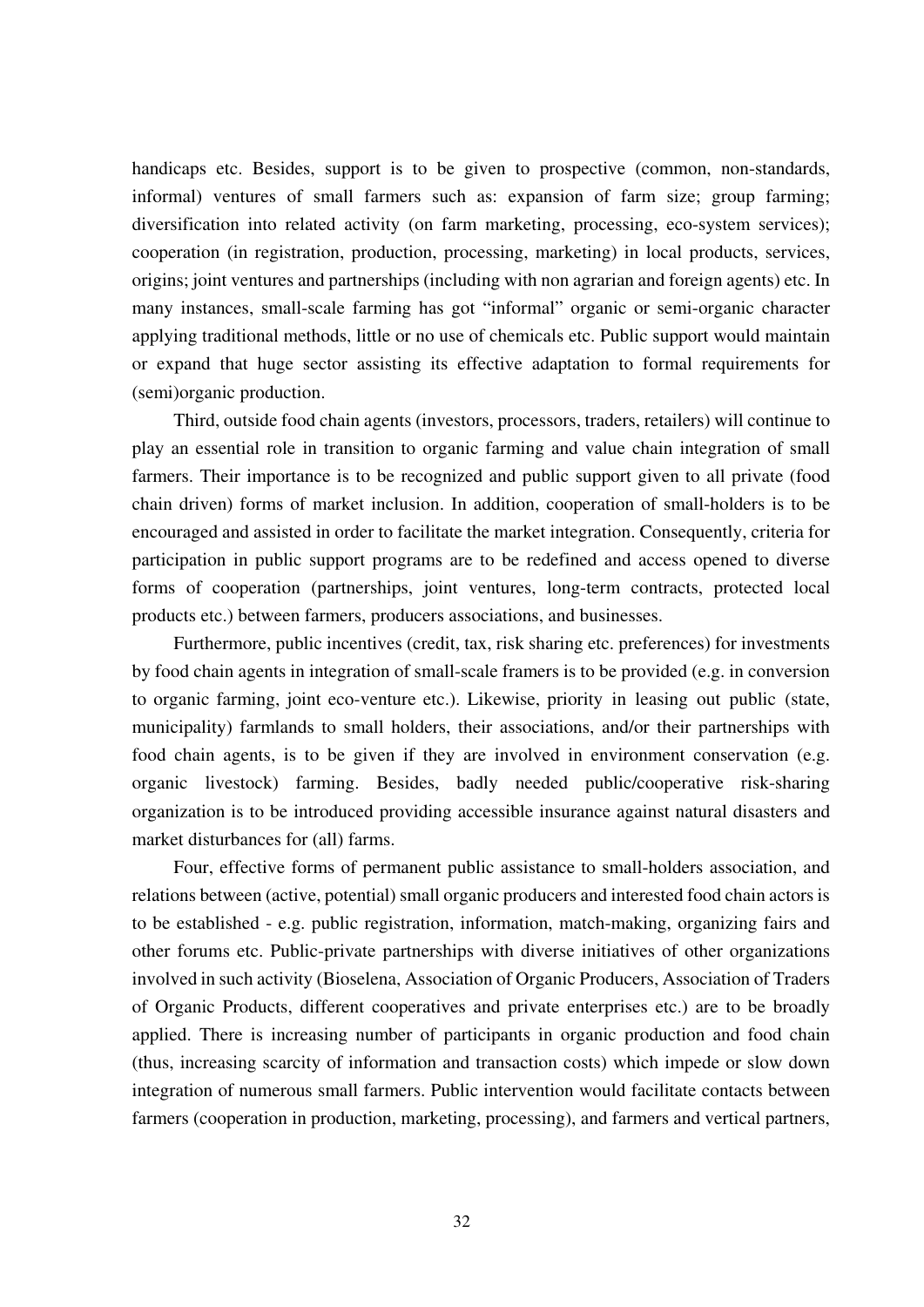handicaps etc. Besides, support is to be given to prospective (common, non-standards, informal) ventures of small farmers such as: expansion of farm size; group farming; diversification into related activity (on farm marketing, processing, eco-system services); cooperation (in registration, production, processing, marketing) in local products, services, origins; joint ventures and partnerships (including with non agrarian and foreign agents) etc. In many instances, small-scale farming has got "informal" organic or semi-organic character applying traditional methods, little or no use of chemicals etc. Public support would maintain or expand that huge sector assisting its effective adaptation to formal requirements for (semi)organic production.

Third, outside food chain agents (investors, processors, traders, retailers) will continue to play an essential role in transition to organic farming and value chain integration of small farmers. Their importance is to be recognized and public support given to all private (food chain driven) forms of market inclusion. In addition, cooperation of small-holders is to be encouraged and assisted in order to facilitate the market integration. Consequently, criteria for participation in public support programs are to be redefined and access opened to diverse forms of cooperation (partnerships, joint ventures, long-term contracts, protected local products etc.) between farmers, producers associations, and businesses.

Furthermore, public incentives (credit, tax, risk sharing etc. preferences) for investments by food chain agents in integration of small-scale framers is to be provided (e.g. in conversion to organic farming, joint eco-venture etc.). Likewise, priority in leasing out public (state, municipality) farmlands to small holders, their associations, and/or their partnerships with food chain agents, is to be given if they are involved in environment conservation (e.g. organic livestock) farming. Besides, badly needed public/cooperative risk-sharing organization is to be introduced providing accessible insurance against natural disasters and market disturbances for (all) farms.

Four, effective forms of permanent public assistance to small-holders association, and relations between (active, potential) small organic producers and interested food chain actors is to be established - e.g. public registration, information, match-making, organizing fairs and other forums etc. Public-private partnerships with diverse initiatives of other organizations involved in such activity (Bioselena, Association of Organic Producers, Association of Traders of Organic Products, different cooperatives and private enterprises etc.) are to be broadly applied. There is increasing number of participants in organic production and food chain (thus, increasing scarcity of information and transaction costs) which impede or slow down integration of numerous small farmers. Public intervention would facilitate contacts between farmers (cooperation in production, marketing, processing), and farmers and vertical partners,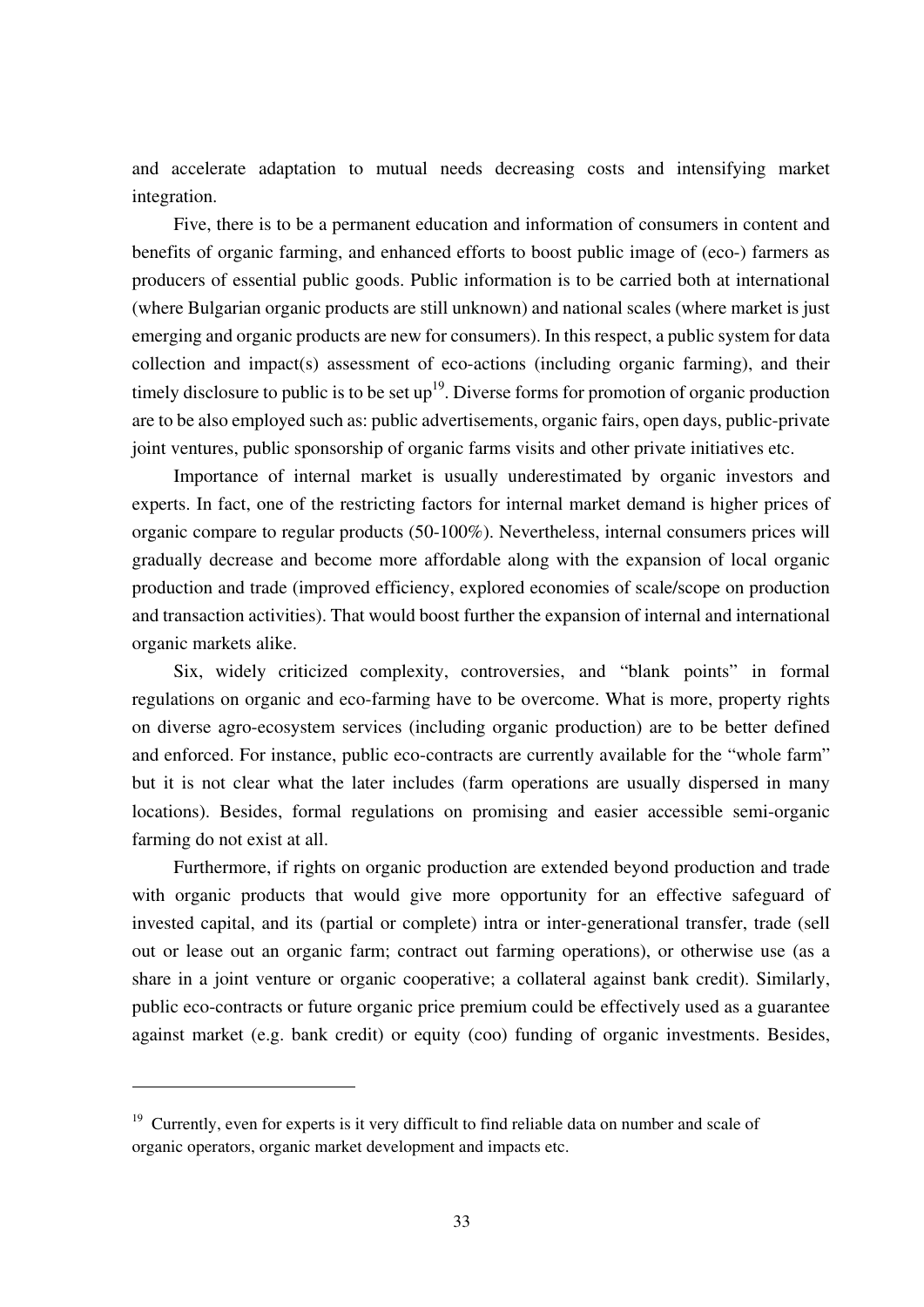and accelerate adaptation to mutual needs decreasing costs and intensifying market integration.

Five, there is to be a permanent education and information of consumers in content and benefits of organic farming, and enhanced efforts to boost public image of (eco-) farmers as producers of essential public goods. Public information is to be carried both at international (where Bulgarian organic products are still unknown) and national scales (where market is just emerging and organic products are new for consumers). In this respect, a public system for data collection and impact(s) assessment of eco-actions (including organic farming), and their timely disclosure to public is to be set up[19]. Diverse forms for promotion of organic production are to be also employed such as: public advertisements, organic fairs, open days, public-private joint ventures, public sponsorship of organic farms visits and other private initiatives etc.

Importance of internal market is usually underestimated by organic investors and experts. In fact, one of the restricting factors for internal market demand is higher prices of organic compare to regular products (50-100%). Nevertheless, internal consumers prices will gradually decrease and become more affordable along with the expansion of local organic production and trade (improved efficiency, explored economies of scale/scope on production and transaction activities). That would boost further the expansion of internal and international organic markets alike.

Six, widely criticized complexity, controversies, and "blank points" in formal regulations on organic and eco-farming have to be overcome. What is more, property rights on diverse agro-ecosystem services (including organic production) are to be better defined and enforced. For instance, public eco-contracts are currently available for the "whole farm" but it is not clear what the later includes (farm operations are usually dispersed in many locations). Besides, formal regulations on promising and easier accessible semi-organic farming do not exist at all.

Furthermore, if rights on organic production are extended beyond production and trade with organic products that would give more opportunity for an effective safeguard of invested capital, and its (partial or complete) intra or inter-generational transfer, trade (sell out or lease out an organic farm; contract out farming operations), or otherwise use (as a share in a joint venture or organic cooperative; a collateral against bank credit). Similarly, public eco-contracts or future organic price premium could be effectively used as a guarantee against market (e.g. bank credit) or equity (coo) funding of organic investments. Besides,

---

[19] Currently, even for experts is it very difficult to find reliable data on number and scale of organic operators, organic market development and impacts etc.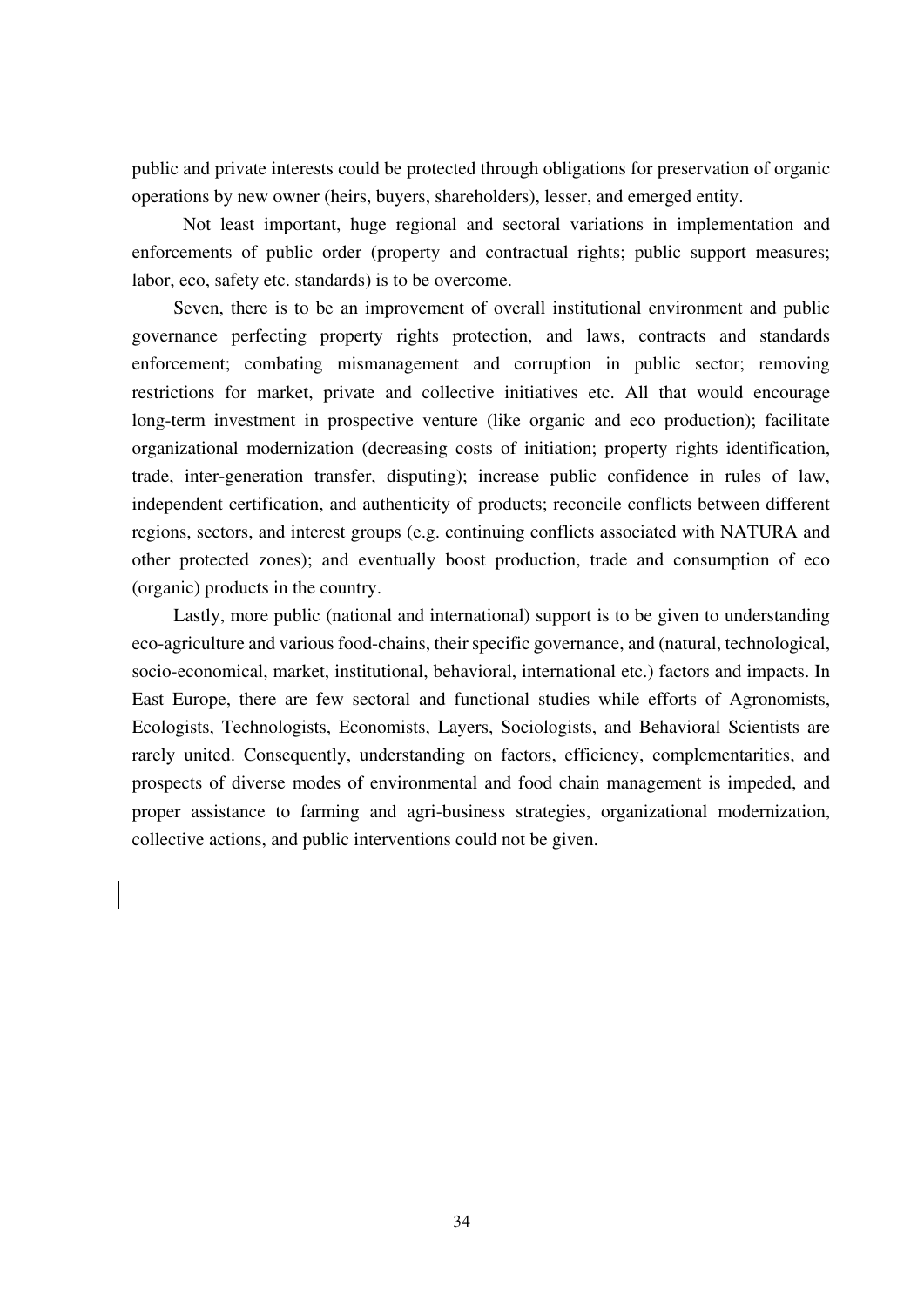public and private interests could be protected through obligations for preservation of organic operations by new owner (heirs, buyers, shareholders), lesser, and emerged entity.

Not least important, huge regional and sectoral variations in implementation and enforcements of public order (property and contractual rights; public support measures; labor, eco, safety etc. standards) is to be overcome.

Seven, there is to be an improvement of overall institutional environment and public governance perfecting property rights protection, and laws, contracts and standards enforcement; combating mismanagement and corruption in public sector; removing restrictions for market, private and collective initiatives etc. All that would encourage long-term investment in prospective venture (like organic and eco production); facilitate organizational modernization (decreasing costs of initiation; property rights identification, trade, inter-generation transfer, disputing); increase public confidence in rules of law, independent certification, and authenticity of products; reconcile conflicts between different regions, sectors, and interest groups (e.g. continuing conflicts associated with NATURA and other protected zones); and eventually boost production, trade and consumption of eco (organic) products in the country.

Lastly, more public (national and international) support is to be given to understanding eco-agriculture and various food-chains, their specific governance, and (natural, technological, socio-economical, market, institutional, behavioral, international etc.) factors and impacts. In East Europe, there are few sectoral and functional studies while efforts of Agronomists, Ecologists, Technologists, Economists, Layers, Sociologists, and Behavioral Scientists are rarely united. Consequently, understanding on factors, efficiency, complementarities, and prospects of diverse modes of environmental and food chain management is impeded, and proper assistance to farming and agri-business strategies, organizational modernization, collective actions, and public interventions could not be given.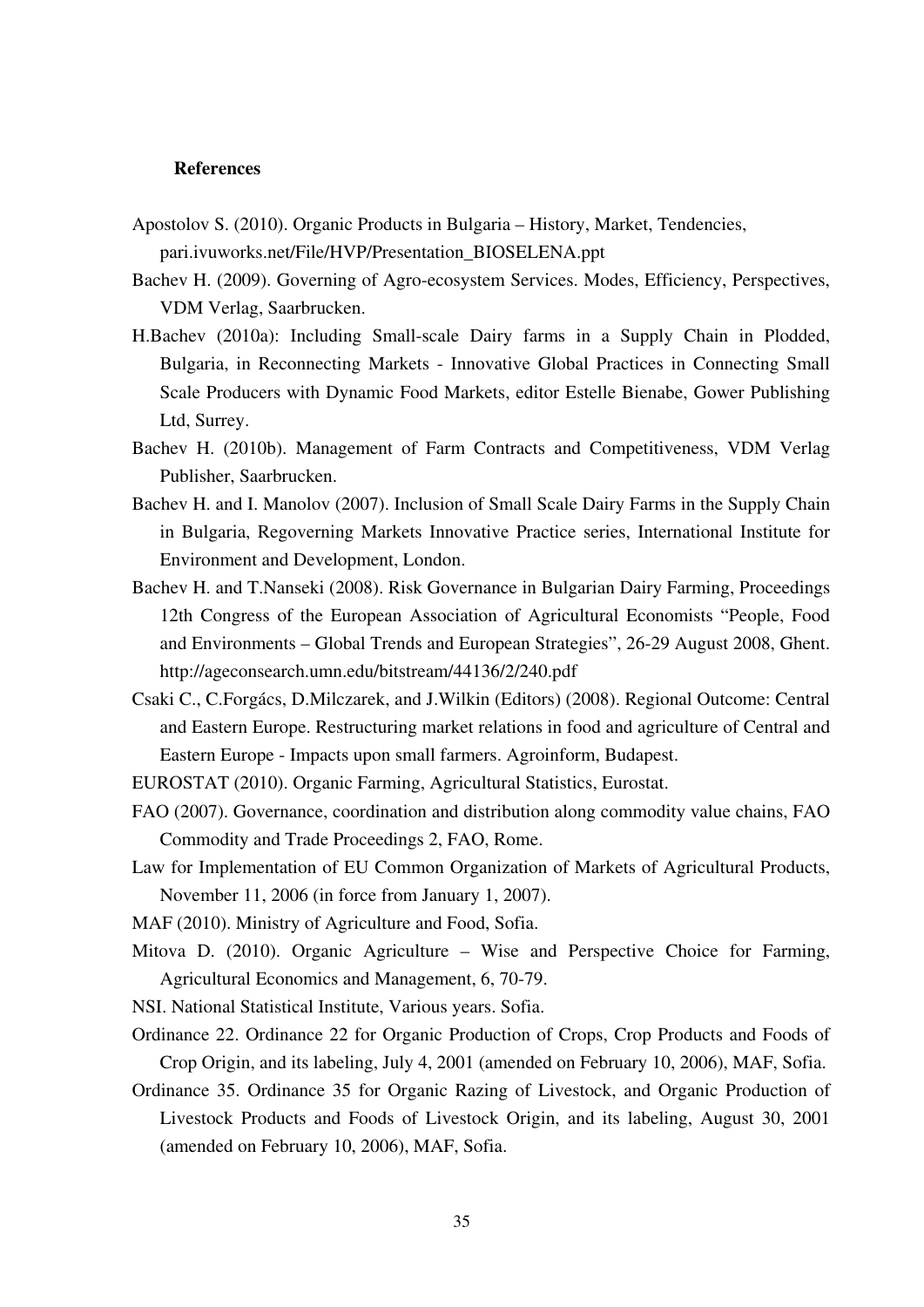**References**

Apostolov S. (2010). Organic Products in Bulgaria – History, Market, Tendencies, pari.ivuworks.net/File/HVP/Presentation_BIOSELENA.ppt

Bachev H. (2009). Governing of Agro-ecosystem Services. Modes, Efficiency, Perspectives, VDM Verlag, Saarbrucken.

H.Bachev (2010a): Including Small-scale Dairy farms in a Supply Chain in Plodded, Bulgaria, in Reconnecting Markets - Innovative Global Practices in Connecting Small Scale Producers with Dynamic Food Markets, editor Estelle Bienabe, Gower Publishing Ltd, Surrey.

Bachev H. (2010b). Management of Farm Contracts and Competitiveness, VDM Verlag Publisher, Saarbrucken.

Bachev H. and I. Manolov (2007). Inclusion of Small Scale Dairy Farms in the Supply Chain in Bulgaria, Regoverning Markets Innovative Practice series, International Institute for Environment and Development, London.

Bachev H. and T.Nanseki (2008). Risk Governance in Bulgarian Dairy Farming, Proceedings 12th Congress of the European Association of Agricultural Economists "People, Food and Environments – Global Trends and European Strategies", 26-29 August 2008, Ghent. http://ageconsearch.umn.edu/bitstream/44136/2/240.pdf

Csaki C., C.Forgács, D.Milczarek, and J.Wilkin (Editors) (2008). Regional Outcome: Central and Eastern Europe. Restructuring market relations in food and agriculture of Central and Eastern Europe - Impacts upon small farmers. Agroinform, Budapest.

EUROSTAT (2010). Organic Farming, Agricultural Statistics, Eurostat.

FAO (2007). Governance, coordination and distribution along commodity value chains, FAO Commodity and Trade Proceedings 2, FAO, Rome.

Law for Implementation of EU Common Organization of Markets of Agricultural Products, November 11, 2006 (in force from January 1, 2007).

MAF (2010). Ministry of Agriculture and Food, Sofia.

Mitova D. (2010). Organic Agriculture – Wise and Perspective Choice for Farming, Agricultural Economics and Management, 6, 70-79.

NSI. National Statistical Institute, Various years. Sofia.

Ordinance 22. Ordinance 22 for Organic Production of Crops, Crop Products and Foods of Crop Origin, and its labeling, July 4, 2001 (amended on February 10, 2006), MAF, Sofia.

Ordinance 35. Ordinance 35 for Organic Razing of Livestock, and Organic Production of Livestock Products and Foods of Livestock Origin, and its labeling, August 30, 2001 (amended on February 10, 2006), MAF, Sofia.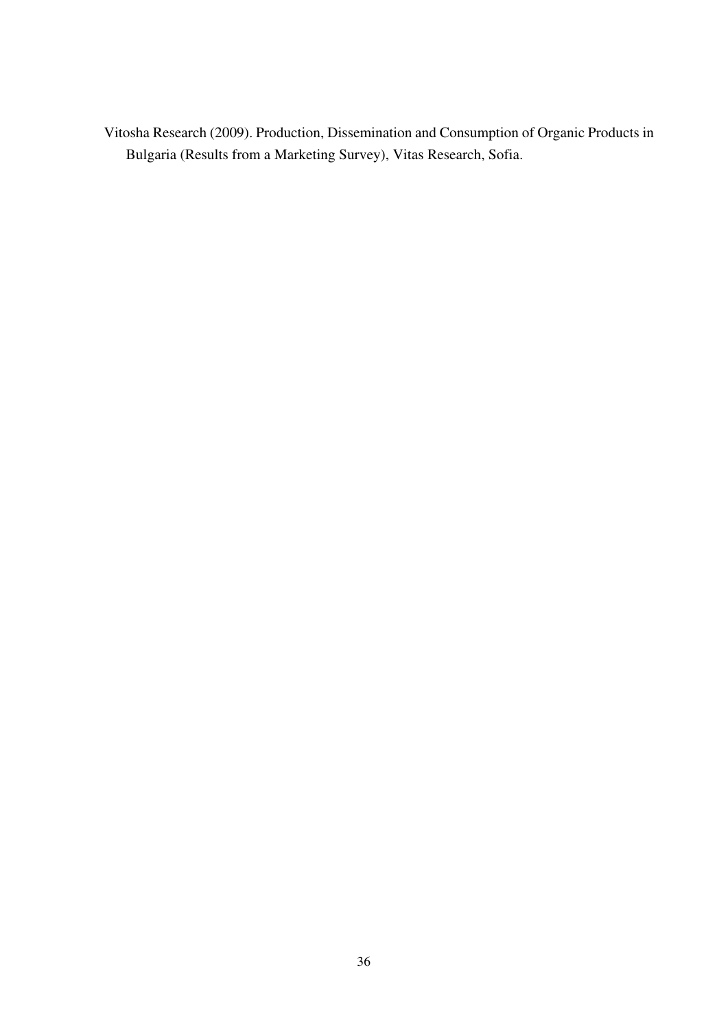Vitosha Research (2009). Production, Dissemination and Consumption of Organic Products in Bulgaria (Results from a Marketing Survey), Vitas Research, Sofia.